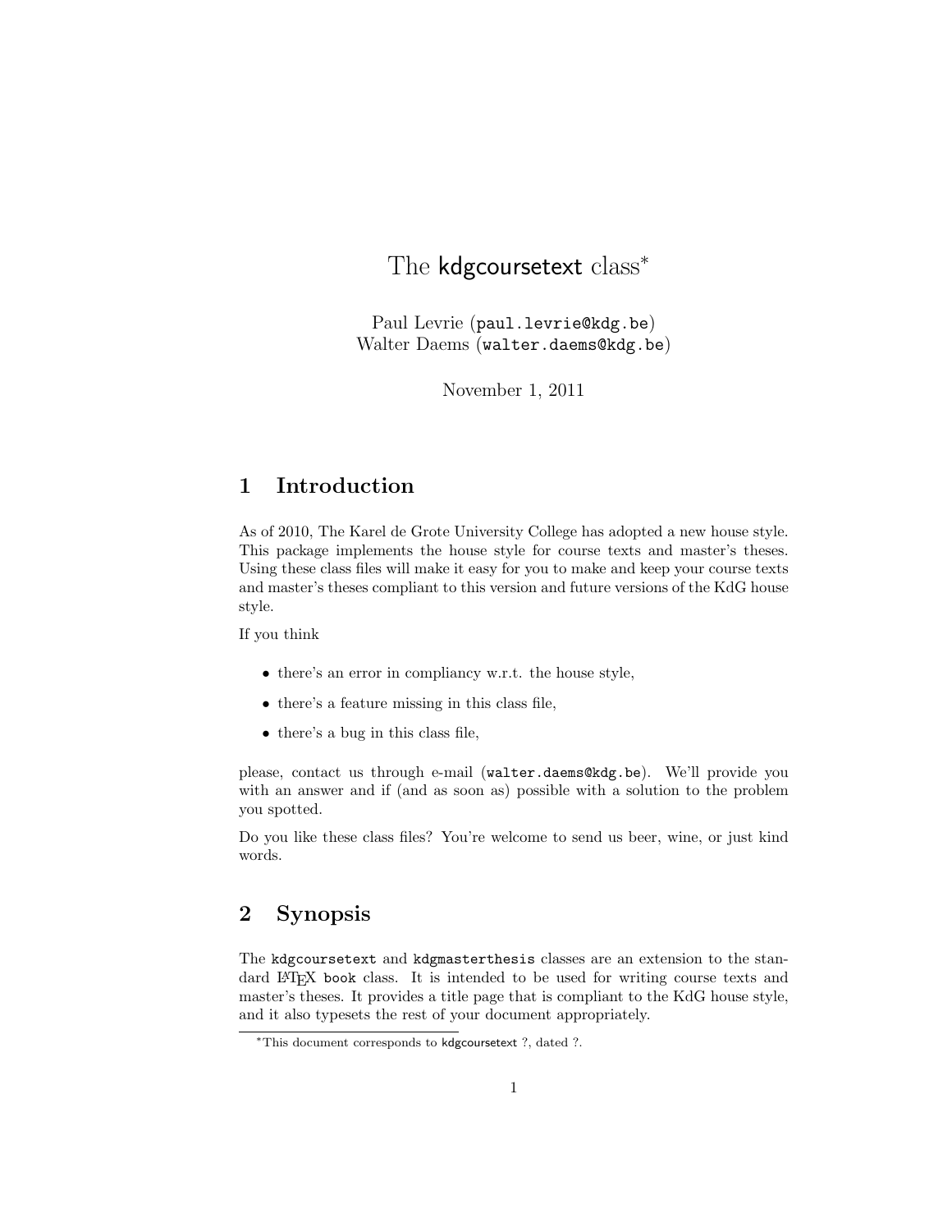# The kdgcoursetext class*

Paul Levrie (paul.levrie@kdg.be)
Walter Daems (walter.daems@kdg.be)

November 1, 2011

## 1 Introduction

As of 2010, The Karel de Grote University College has adopted a new house style. This package implements the house style for course texts and master's theses. Using these class files will make it easy for you to make and keep your course texts and master's theses compliant to this version and future versions of the KdG house style.

If you think

- there's an error in compliancy w.r.t. the house style,
- there's a feature missing in this class file,
- there's a bug in this class file,

please, contact us through e-mail (walter.daems@kdg.be). We'll provide you with an answer and if (and as soon as) possible with a solution to the problem you spotted.

Do you like these class files? You're welcome to send us beer, wine, or just kind words.

## 2 Synopsis

The `kdgcoursetext` and `kdgmasterthesis` classes are an extension to the standard LaTeX `book` class. It is intended to be used for writing course texts and master's theses. It provides a title page that is compliant to the KdG house style, and it also typesets the rest of your document appropriately.

*This document corresponds to kdgcoursetext ?, dated ?.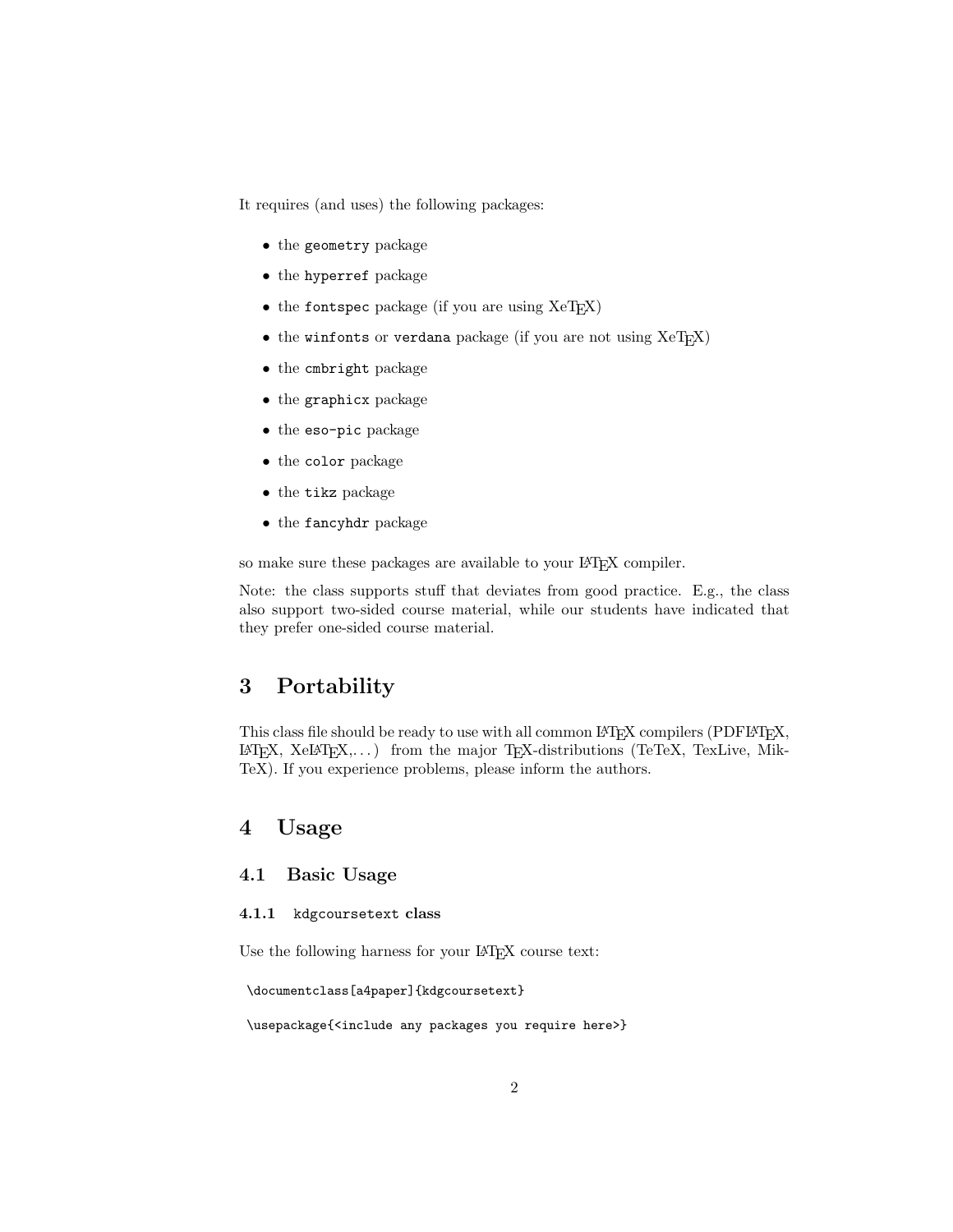It requires (and uses) the following packages:

- the `geometry` package
- the `hyperref` package
- the `fontspec` package (if you are using XeTeX)
- the `winfonts` or `verdana` package (if you are not using XeTeX)
- the `cmbright` package
- the `graphicx` package
- the `eso-pic` package
- the `color` package
- the `tikz` package
- the `fancyhdr` package

so make sure these packages are available to your LaTeX compiler.

Note: the class supports stuff that deviates from good practice. E.g., the class also support two-sided course material, while our students have indicated that they prefer one-sided course material.

# 3 Portability

This class file should be ready to use with all common LaTeX compilers (PDFLaTeX, LaTeX, XeLaTeX,...) from the major TeX-distributions (TeTeX, TexLive, MikTeX). If you experience problems, please inform the authors.

# 4 Usage

## 4.1 Basic Usage

### 4.1.1 `kdgcoursetext` class

Use the following harness for your LaTeX course text:

```
\documentclass[a4paper]{kdgcoursetext}

\usepackage{<include any packages you require here>}
```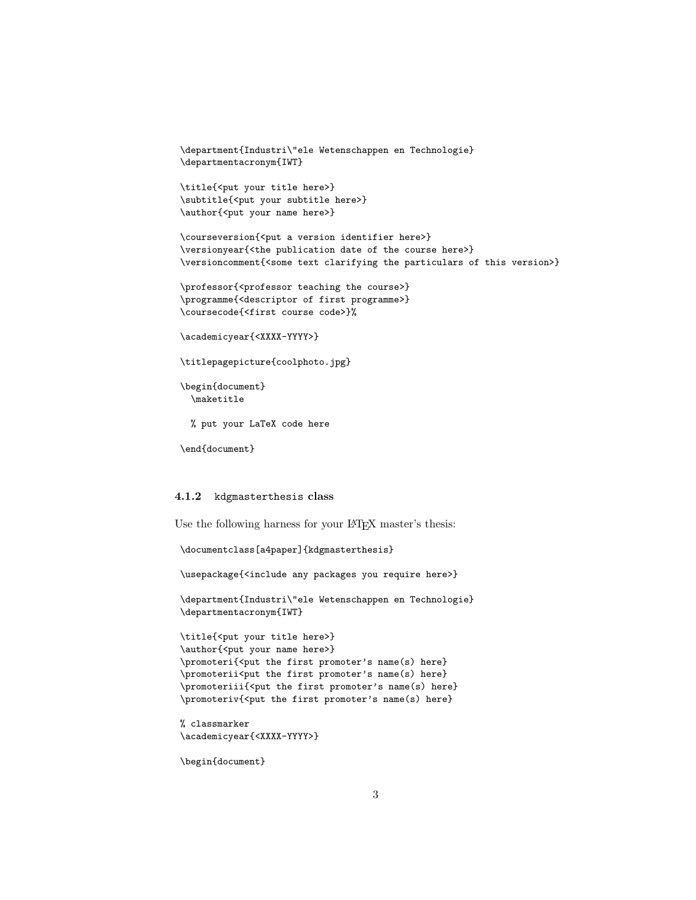```
\department{Industri\"ele Wetenschappen en Technologie}
\departmentacronym{IWT}

\title{<put your title here>}
\subtitle{<put your subtitle here>}
\author{<put your name here>}

\courseversion{<put a version identifier here>}
\versionyear{<the publication date of the course here>}
\versioncomment{<some text clarifying the particulars of this version>}

\professor{<professor teaching the course>}
\programme{<descriptor of first programme>}
\coursecode{<first course code>}%

\academicyear{<XXXX-YYYY>}

\titlepagepicture{coolphoto.jpg}

\begin{document}
  \maketitle

  % put your LaTeX code here

\end{document}
```

### 4.1.2 `kdgmasterthesis` class

Use the following harness for your LaTeX master's thesis:

```
\documentclass[a4paper]{kdgmasterthesis}

\usepackage{<include any packages you require here>}

\department{Industri\"ele Wetenschappen en Technologie}
\departmentacronym{IWT}

\title{<put your title here>}
\author{<put your name here>}
\promoteri{<put the first promoter's name(s) here}
\promoterii<put the first promoter's name(s) here}
\promoteriii{<put the first promoter's name(s) here}
\promoteriv{<put the first promoter's name(s) here}

% classmarker
\academicyear{<XXXX-YYYY>}

\begin{document}
```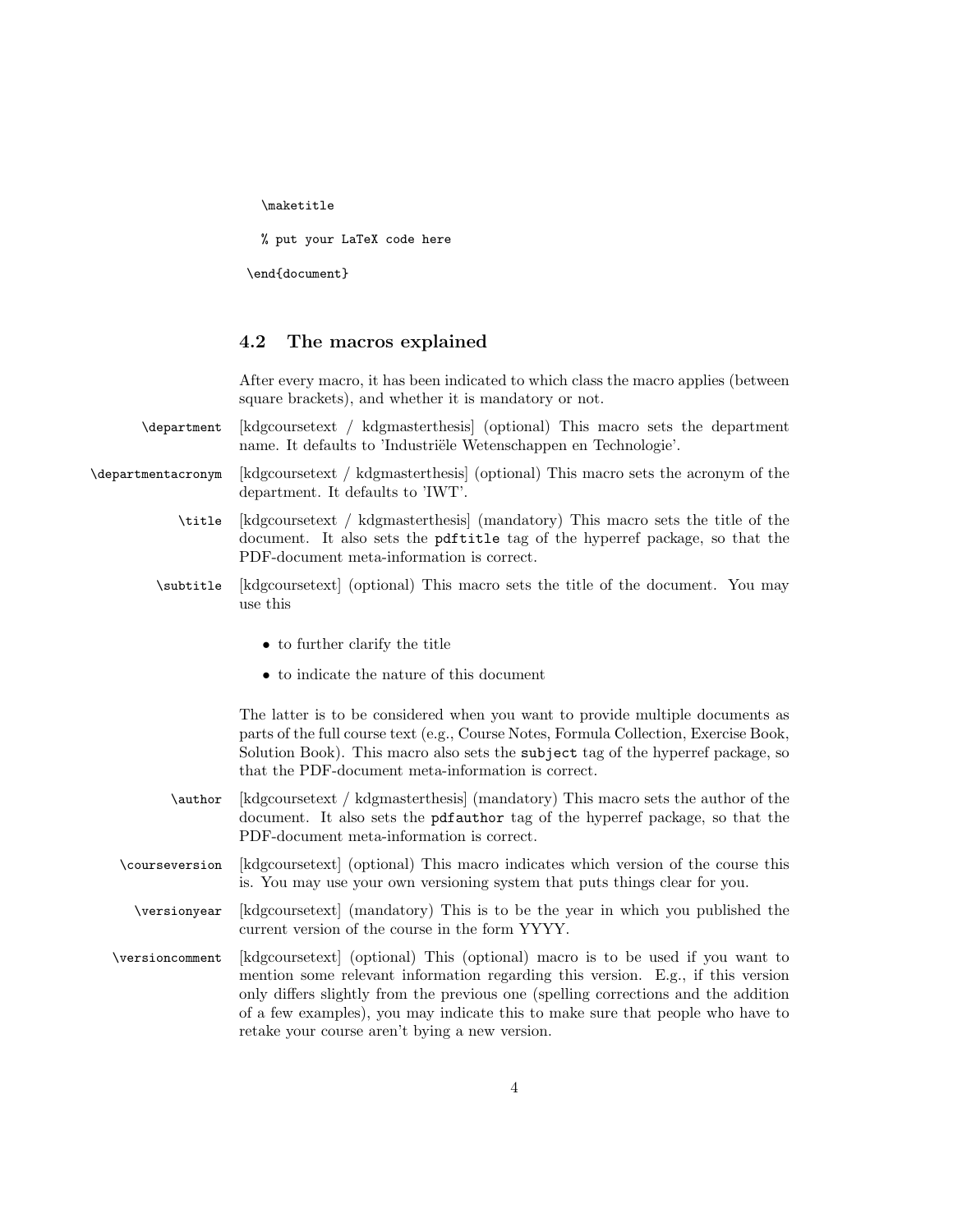```
  \maketitle

  % put your LaTeX code here

\end{document}
```

### 4.2 The macros explained

After every macro, it has been indicated to which class the macro applies (between square brackets), and whether it is mandatory or not.

`\department` [kdgcoursetext / kdgmasterthesis] (optional) This macro sets the department name. It defaults to 'Industriële Wetenschappen en Technologie'.

`\departmentacronym` [kdgcoursetext / kdgmasterthesis] (optional) This macro sets the acronym of the department. It defaults to 'IWT'.

`\title` [kdgcoursetext / kdgmasterthesis] (mandatory) This macro sets the title of the document. It also sets the `pdftitle` tag of the hyperref package, so that the PDF-document meta-information is correct.

`\subtitle` [kdgcoursetext] (optional) This macro sets the title of the document. You may use this

- to further clarify the title
- to indicate the nature of this document

The latter is to be considered when you want to provide multiple documents as parts of the full course text (e.g., Course Notes, Formula Collection, Exercise Book, Solution Book). This macro also sets the `subject` tag of the hyperref package, so that the PDF-document meta-information is correct.

`\author` [kdgcoursetext / kdgmasterthesis] (mandatory) This macro sets the author of the document. It also sets the `pdfauthor` tag of the hyperref package, so that the PDF-document meta-information is correct.

`\courseversion` [kdgcoursetext] (optional) This macro indicates which version of the course this is. You may use your own versioning system that puts things clear for you.

`\versionyear` [kdgcoursetext] (mandatory) This is to be the year in which you published the current version of the course in the form YYYY.

`\versioncomment` [kdgcoursetext] (optional) This (optional) macro is to be used if you want to mention some relevant information regarding this version. E.g., if this version only differs slightly from the previous one (spelling corrections and the addition of a few examples), you may indicate this to make sure that people who have to retake your course aren't bying a new version.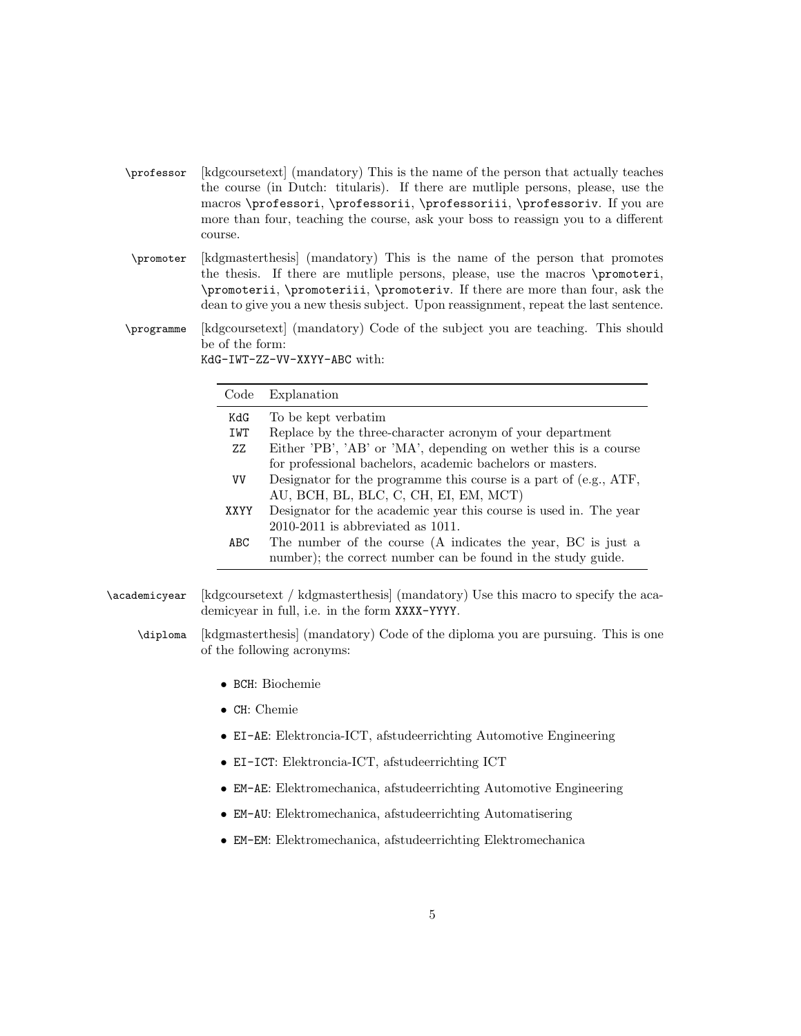`\professor` [kdgcoursetext] (mandatory) This is the name of the person that actually teaches the course (in Dutch: titularis). If there are mutliple persons, please, use the macros `\professori`, `\professorii`, `\professoriii`, `\professoriv`. If you are more than four, teaching the course, ask your boss to reassign you to a different course.

`\promoter` [kdgmasterthesis] (mandatory) This is the name of the person that promotes the thesis. If there are mutliple persons, please, use the macros `\promoteri`, `\promoterii`, `\promoteriii`, `\promoteriv`. If there are more than four, ask the dean to give you a new thesis subject. Upon reassignment, repeat the last sentence.

`\programme` [kdgcoursetext] (mandatory) Code of the subject you are teaching. This should be of the form:
`KdG-IWT-ZZ-VV-XXYY-ABC` with:

| Code | Explanation |
|---|---|
| `KdG` | To be kept verbatim |
| `IWT` | Replace by the three-character acronym of your department |
| `ZZ` | Either 'PB', 'AB' or 'MA', depending on wether this is a course for professional bachelors, academic bachelors or masters. |
| `VV` | Designator for the programme this course is a part of (e.g., ATF, AU, BCH, BL, BLC, C, CH, EI, EM, MCT) |
| `XXYY` | Designator for the academic year this course is used in. The year 2010-2011 is abbreviated as 1011. |
| `ABC` | The number of the course (A indicates the year, BC is just a number); the correct number can be found in the study guide. |

`\academicyear` [kdgcoursetext / kdgmasterthesis] (mandatory) Use this macro to specify the academicyear in full, i.e. in the form `XXXX-YYYY`.

`\diploma` [kdgmasterthesis] (mandatory) Code of the diploma you are pursuing. This is one of the following acronyms:

- `BCH`: Biochemie
- `CH`: Chemie
- `EI-AE`: Elektroncia-ICT, afstudeerrichting Automotive Engineering
- `EI-ICT`: Elektroncia-ICT, afstudeerrichting ICT
- `EM-AE`: Elektromechanica, afstudeerrichting Automotive Engineering
- `EM-AU`: Elektromechanica, afstudeerrichting Automatisering
- `EM-EM`: Elektromechanica, afstudeerrichting Elektromechanica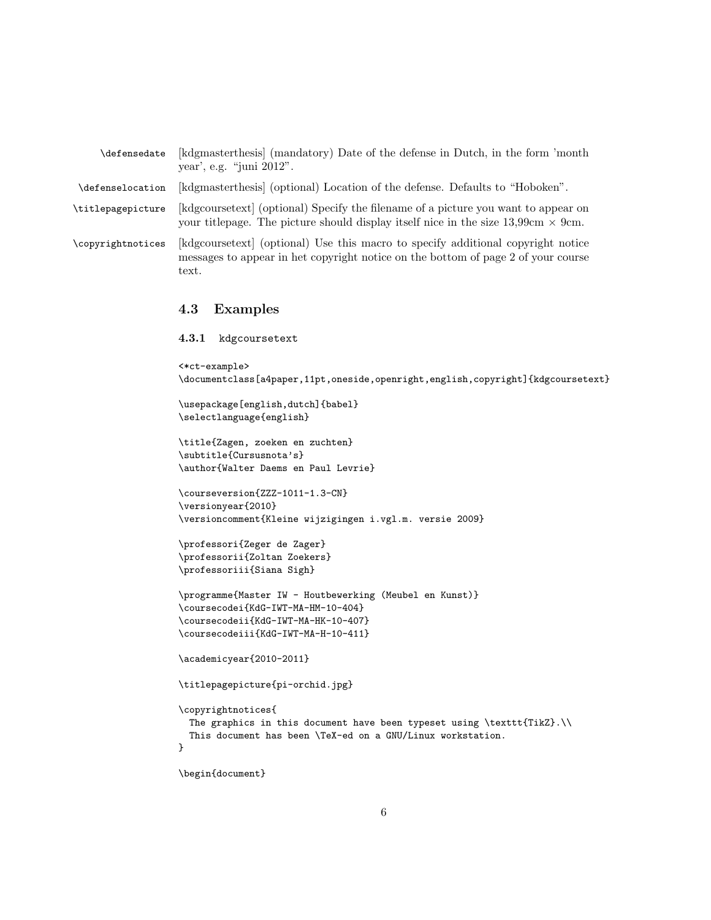`\defensedate` [kdgmasterthesis] (mandatory) Date of the defense in Dutch, in the form 'month year', e.g. "juni 2012".

`\defenselocation` [kdgmasterthesis] (optional) Location of the defense. Defaults to "Hoboken".

`\titlepagepicture` [kdgcoursetext] (optional) Specify the filename of a picture you want to appear on your titlepage. The picture should display itself nice in the size 13,99cm $\times$ 9cm.

`\copyrightnotices` [kdgcoursetext] (optional) Use this macro to specify additional copyright notice messages to appear in het copyright notice on the bottom of page 2 of your course text.

## 4.3 Examples

### 4.3.1 kdgcoursetext

```
<*ct-example>
\documentclass[a4paper,11pt,oneside,openright,english,copyright]{kdgcoursetext}

\usepackage[english,dutch]{babel}
\selectlanguage{english}

\title{Zagen, zoeken en zuchten}
\subtitle{Cursusnota's}
\author{Walter Daems en Paul Levrie}

\courseversion{ZZZ-1011-1.3-CN}
\versionyear{2010}
\versioncomment{Kleine wijzigingen i.vgl.m. versie 2009}

\professori{Zeger de Zager}
\professorii{Zoltan Zoekers}
\professoriii{Siana Sigh}

\programme{Master IW - Houtbewerking (Meubel en Kunst)}
\coursecodei{KdG-IWT-MA-HM-10-404}
\coursecodeii{KdG-IWT-MA-HK-10-407}
\coursecodeiii{KdG-IWT-MA-H-10-411}

\academicyear{2010-2011}

\titlepagepicture{pi-orchid.jpg}

\copyrightnotices{
  The graphics in this document have been typeset using \texttt{TikZ}.\\
  This document has been \TeX-ed on a GNU/Linux workstation.
}

\begin{document}
```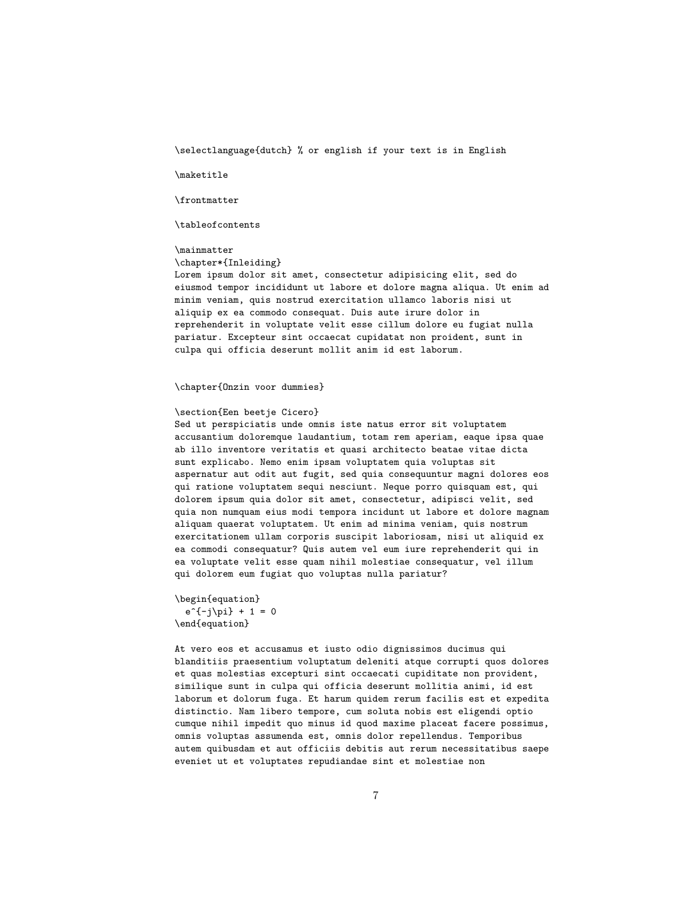```
\selectlanguage{dutch} % or english if your text is in English

\maketitle

\frontmatter

\tableofcontents

\mainmatter
\chapter*{Inleiding}
Lorem ipsum dolor sit amet, consectetur adipisicing elit, sed do
eiusmod tempor incididunt ut labore et dolore magna aliqua. Ut enim ad
minim veniam, quis nostrud exercitation ullamco laboris nisi ut
aliquip ex ea commodo consequat. Duis aute irure dolor in
reprehenderit in voluptate velit esse cillum dolore eu fugiat nulla
pariatur. Excepteur sint occaecat cupidatat non proident, sunt in
culpa qui officia deserunt mollit anim id est laborum.


\chapter{Onzin voor dummies}

\section{Een beetje Cicero}
Sed ut perspiciatis unde omnis iste natus error sit voluptatem
accusantium doloremque laudantium, totam rem aperiam, eaque ipsa quae
ab illo inventore veritatis et quasi architecto beatae vitae dicta
sunt explicabo. Nemo enim ipsam voluptatem quia voluptas sit
aspernatur aut odit aut fugit, sed quia consequuntur magni dolores eos
qui ratione voluptatem sequi nesciunt. Neque porro quisquam est, qui
dolorem ipsum quia dolor sit amet, consectetur, adipisci velit, sed
quia non numquam eius modi tempora incidunt ut labore et dolore magnam
aliquam quaerat voluptatem. Ut enim ad minima veniam, quis nostrum
exercitationem ullam corporis suscipit laboriosam, nisi ut aliquid ex
ea commodi consequatur? Quis autem vel eum iure reprehenderit qui in
ea voluptate velit esse quam nihil molestiae consequatur, vel illum
qui dolorem eum fugiat quo voluptas nulla pariatur?

\begin{equation}
  e^{-j\pi} + 1 = 0
\end{equation}

At vero eos et accusamus et iusto odio dignissimos ducimus qui
blanditiis praesentium voluptatum deleniti atque corrupti quos dolores
et quas molestias excepturi sint occaecati cupiditate non provident,
similique sunt in culpa qui officia deserunt mollitia animi, id est
laborum et dolorum fuga. Et harum quidem rerum facilis est et expedita
distinctio. Nam libero tempore, cum soluta nobis est eligendi optio
cumque nihil impedit quo minus id quod maxime placeat facere possimus,
omnis voluptas assumenda est, omnis dolor repellendus. Temporibus
autem quibusdam et aut officiis debitis aut rerum necessitatibus saepe
eveniet ut et voluptates repudiandae sint et molestiae non
```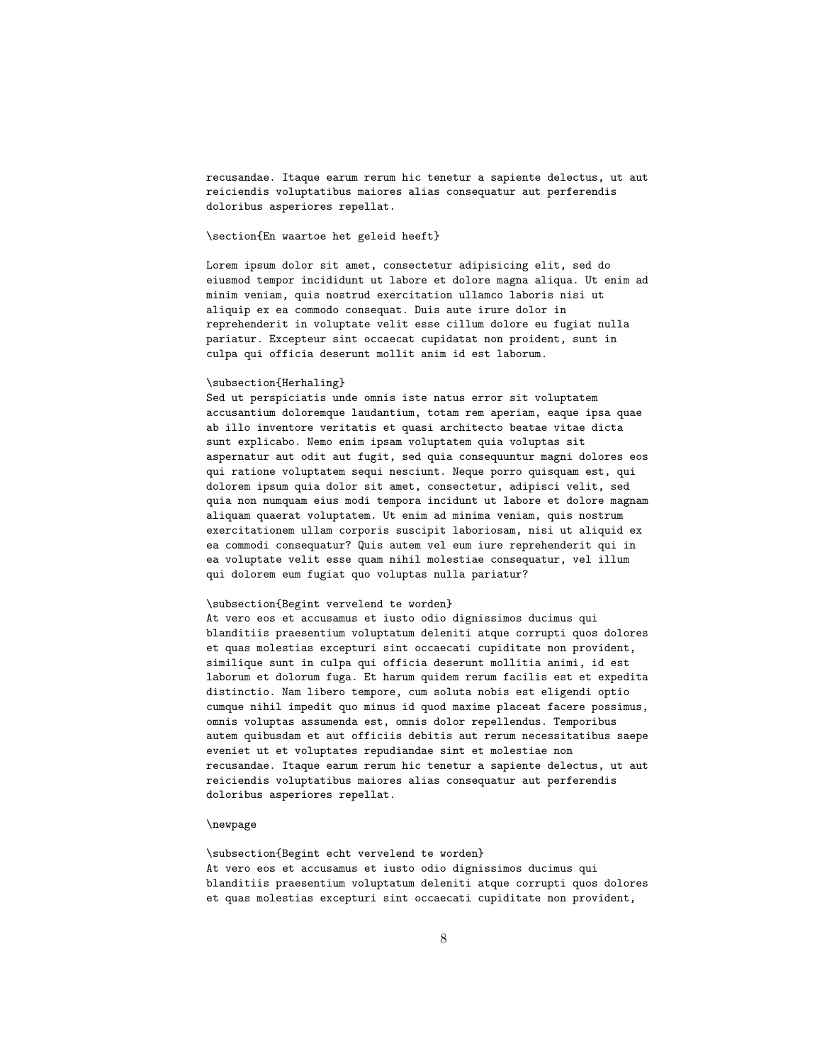recusandae. Itaque earum rerum hic tenetur a sapiente delectus, ut aut reiciendis voluptatibus maiores alias consequatur aut perferendis doloribus asperiores repellat.

\section{En waartoe het geleid heeft}

Lorem ipsum dolor sit amet, consectetur adipisicing elit, sed do eiusmod tempor incididunt ut labore et dolore magna aliqua. Ut enim ad minim veniam, quis nostrud exercitation ullamco laboris nisi ut aliquip ex ea commodo consequat. Duis aute irure dolor in reprehenderit in voluptate velit esse cillum dolore eu fugiat nulla pariatur. Excepteur sint occaecat cupidatat non proident, sunt in culpa qui officia deserunt mollit anim id est laborum.

\subsection{Herhaling}
Sed ut perspiciatis unde omnis iste natus error sit voluptatem accusantium doloremque laudantium, totam rem aperiam, eaque ipsa quae ab illo inventore veritatis et quasi architecto beatae vitae dicta sunt explicabo. Nemo enim ipsam voluptatem quia voluptas sit aspernatur aut odit aut fugit, sed quia consequuntur magni dolores eos qui ratione voluptatem sequi nesciunt. Neque porro quisquam est, qui dolorem ipsum quia dolor sit amet, consectetur, adipisci velit, sed quia non numquam eius modi tempora incidunt ut labore et dolore magnam aliquam quaerat voluptatem. Ut enim ad minima veniam, quis nostrum exercitationem ullam corporis suscipit laboriosam, nisi ut aliquid ex ea commodi consequatur? Quis autem vel eum iure reprehenderit qui in ea voluptate velit esse quam nihil molestiae consequatur, vel illum qui dolorem eum fugiat quo voluptas nulla pariatur?

\subsection{Begint vervelend te worden}
At vero eos et accusamus et iusto odio dignissimos ducimus qui blanditiis praesentium voluptatum deleniti atque corrupti quos dolores et quas molestias excepturi sint occaecati cupiditate non provident, similique sunt in culpa qui officia deserunt mollitia animi, id est laborum et dolorum fuga. Et harum quidem rerum facilis est et expedita distinctio. Nam libero tempore, cum soluta nobis est eligendi optio cumque nihil impedit quo minus id quod maxime placeat facere possimus, omnis voluptas assumenda est, omnis dolor repellendus. Temporibus autem quibusdam et aut officiis debitis aut rerum necessitatibus saepe eveniet ut et voluptates repudiandae sint et molestiae non recusandae. Itaque earum rerum hic tenetur a sapiente delectus, ut aut reiciendis voluptatibus maiores alias consequatur aut perferendis doloribus asperiores repellat.

\newpage

\subsection{Begint echt vervelend te worden}
At vero eos et accusamus et iusto odio dignissimos ducimus qui blanditiis praesentium voluptatum deleniti atque corrupti quos dolores et quas molestias excepturi sint occaecati cupiditate non provident,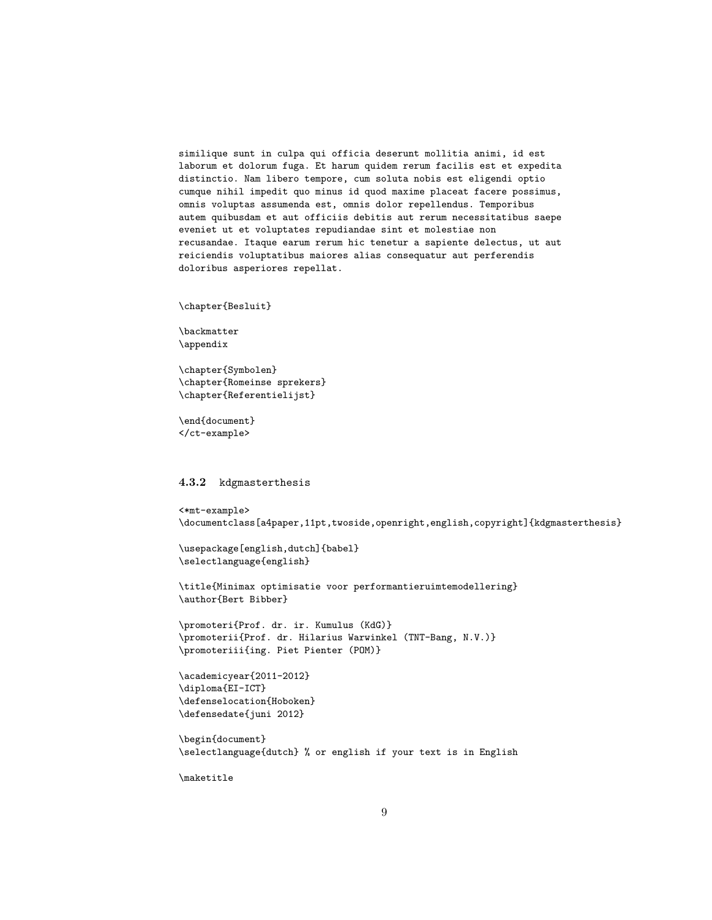```
similique sunt in culpa qui officia deserunt mollitia animi, id est
laborum et dolorum fuga. Et harum quidem rerum facilis est et expedita
distinctio. Nam libero tempore, cum soluta nobis est eligendi optio
cumque nihil impedit quo minus id quod maxime placeat facere possimus,
omnis voluptas assumenda est, omnis dolor repellendus. Temporibus
autem quibusdam et aut officiis debitis aut rerum necessitatibus saepe
eveniet ut et voluptates repudiandae sint et molestiae non
recusandae. Itaque earum rerum hic tenetur a sapiente delectus, ut aut
reiciendis voluptatibus maiores alias consequatur aut perferendis
doloribus asperiores repellat.


\chapter{Besluit}

\backmatter
\appendix

\chapter{Symbolen}
\chapter{Romeinse sprekers}
\chapter{Referentielijst}

\end{document}
</ct-example>
```

### 4.3.2 kdgmasterthesis

```
<*mt-example>
\documentclass[a4paper,11pt,twoside,openright,english,copyright]{kdgmasterthesis}

\usepackage[english,dutch]{babel}
\selectlanguage{english}

\title{Minimax optimisatie voor performantieruimtemodellering}
\author{Bert Bibber}

\promoteri{Prof. dr. ir. Kumulus (KdG)}
\promoterii{Prof. dr. Hilarius Warwinkel (TNT-Bang, N.V.)}
\promoteriii{ing. Piet Pienter (POM)}

\academicyear{2011-2012}
\diploma{EI-ICT}
\defenselocation{Hoboken}
\defensedate{juni 2012}

\begin{document}
\selectlanguage{dutch} % or english if your text is in English

\maketitle
```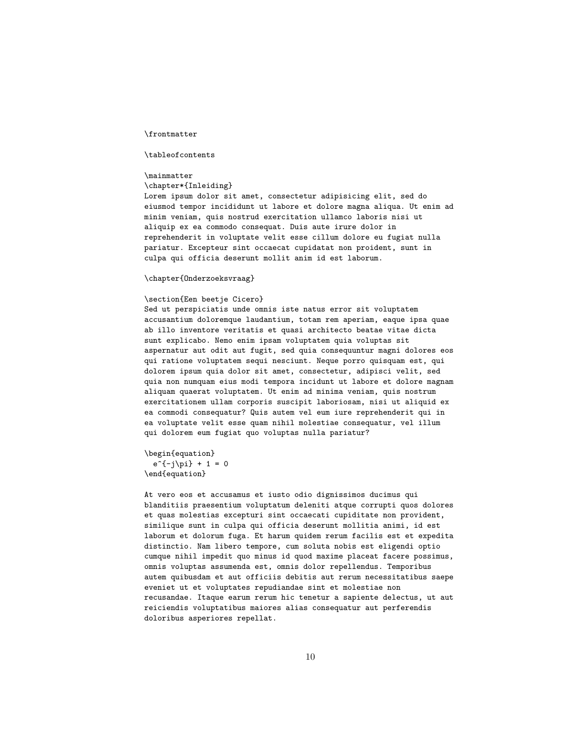```
\frontmatter

\tableofcontents

\mainmatter
\chapter*{Inleiding}
Lorem ipsum dolor sit amet, consectetur adipisicing elit, sed do
eiusmod tempor incididunt ut labore et dolore magna aliqua. Ut enim ad
minim veniam, quis nostrud exercitation ullamco laboris nisi ut
aliquip ex ea commodo consequat. Duis aute irure dolor in
reprehenderit in voluptate velit esse cillum dolore eu fugiat nulla
pariatur. Excepteur sint occaecat cupidatat non proident, sunt in
culpa qui officia deserunt mollit anim id est laborum.

\chapter{Onderzoeksvraag}

\section{Een beetje Cicero}
Sed ut perspiciatis unde omnis iste natus error sit voluptatem
accusantium doloremque laudantium, totam rem aperiam, eaque ipsa quae
ab illo inventore veritatis et quasi architecto beatae vitae dicta
sunt explicabo. Nemo enim ipsam voluptatem quia voluptas sit
aspernatur aut odit aut fugit, sed quia consequuntur magni dolores eos
qui ratione voluptatem sequi nesciunt. Neque porro quisquam est, qui
dolorem ipsum quia dolor sit amet, consectetur, adipisci velit, sed
quia non numquam eius modi tempora incidunt ut labore et dolore magnam
aliquam quaerat voluptatem. Ut enim ad minima veniam, quis nostrum
exercitationem ullam corporis suscipit laboriosam, nisi ut aliquid ex
ea commodi consequatur? Quis autem vel eum iure reprehenderit qui in
ea voluptate velit esse quam nihil molestiae consequatur, vel illum
qui dolorem eum fugiat quo voluptas nulla pariatur?

\begin{equation}
  e^{-j\pi} + 1 = 0
\end{equation}

At vero eos et accusamus et iusto odio dignissimos ducimus qui
blanditiis praesentium voluptatum deleniti atque corrupti quos dolores
et quas molestias excepturi sint occaecati cupiditate non provident,
similique sunt in culpa qui officia deserunt mollitia animi, id est
laborum et dolorum fuga. Et harum quidem rerum facilis est et expedita
distinctio. Nam libero tempore, cum soluta nobis est eligendi optio
cumque nihil impedit quo minus id quod maxime placeat facere possimus,
omnis voluptas assumenda est, omnis dolor repellendus. Temporibus
autem quibusdam et aut officiis debitis aut rerum necessitatibus saepe
eveniet ut et voluptates repudiandae sint et molestiae non
recusandae. Itaque earum rerum hic tenetur a sapiente delectus, ut aut
reiciendis voluptatibus maiores alias consequatur aut perferendis
doloribus asperiores repellat.
```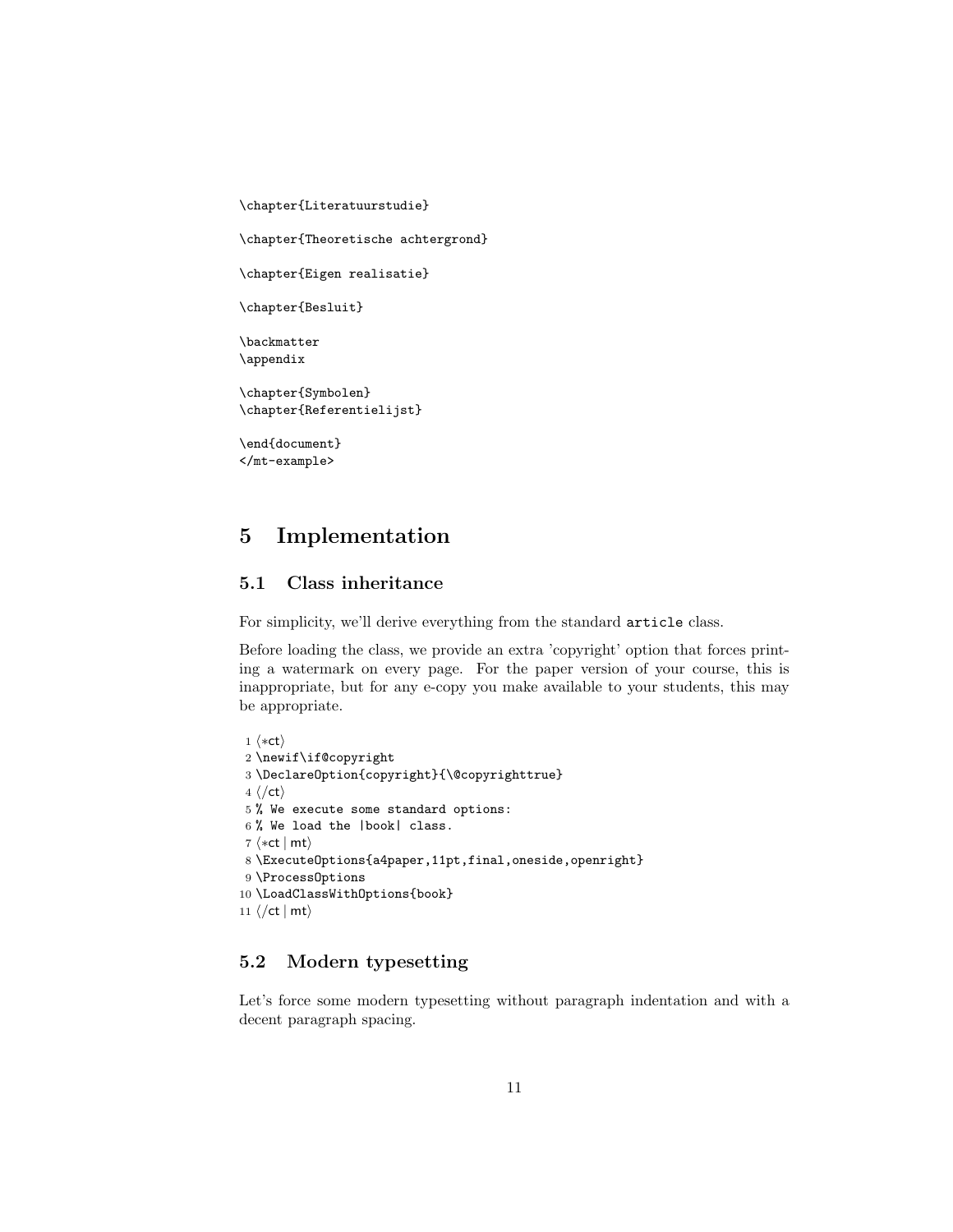```
\chapter{Literatuurstudie}

\chapter{Theoretische achtergrond}

\chapter{Eigen realisatie}

\chapter{Besluit}

\backmatter
\appendix

\chapter{Symbolen}
\chapter{Referentielijst}

\end{document}
</mt-example>
```

# 5 Implementation

## 5.1 Class inheritance

For simplicity, we'll derive everything from the standard `article` class.

Before loading the class, we provide an extra 'copyright' option that forces printing a watermark on every page. For the paper version of your course, this is inappropriate, but for any e-copy you make available to your students, this may be appropriate.

```
1 ⟨*ct⟩
2 \newif\if@copyright
3 \DeclareOption{copyright}{\@copyrighttrue}
4 ⟨/ct⟩
5 % We execute some standard options:
6 % We load the |book| class.
7 ⟨*ct | mt⟩
8 \ExecuteOptions{a4paper,11pt,final,oneside,openright}
9 \ProcessOptions
10 \LoadClassWithOptions{book}
11 ⟨/ct | mt⟩
```

## 5.2 Modern typesetting

Let's force some modern typesetting without paragraph indentation and with a decent paragraph spacing.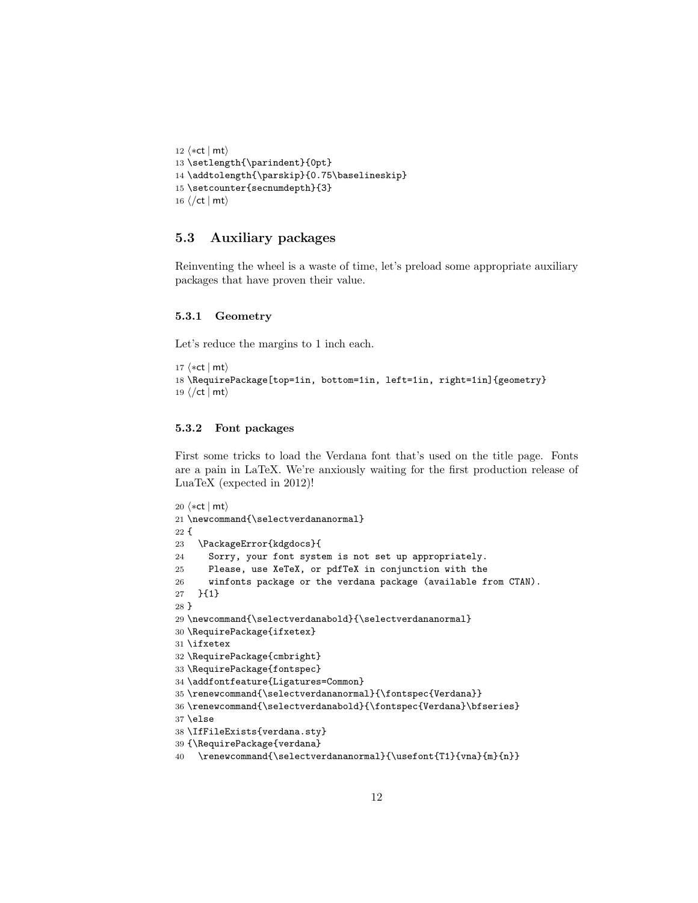```
12 ⟨*ct | mt⟩
13 \setlength{\parindent}{0pt}
14 \addtolength{\parskip}{0.75\baselineskip}
15 \setcounter{secnumdepth}{3}
16 ⟨/ct | mt⟩
```

### 5.3 Auxiliary packages

Reinventing the wheel is a waste of time, let's preload some appropriate auxiliary packages that have proven their value.

#### 5.3.1 Geometry

Let's reduce the margins to 1 inch each.

```
17 ⟨*ct | mt⟩
18 \RequirePackage[top=1in, bottom=1in, left=1in, right=1in]{geometry}
19 ⟨/ct | mt⟩
```

#### 5.3.2 Font packages

First some tricks to load the Verdana font that's used on the title page. Fonts are a pain in LaTeX. We're anxiously waiting for the first production release of LuaTeX (expected in 2012)!

```
20 ⟨*ct | mt⟩
21 \newcommand{\selectverdananormal}
22 {
23   \PackageError{kdgdocs}{
24     Sorry, your font system is not set up appropriately.
25     Please, use XeTeX, or pdfTeX in conjunction with the
26     winfonts package or the verdana package (available from CTAN).
27   }{1}
28 }
29 \newcommand{\selectverdanabold}{\selectverdananormal}
30 \RequirePackage{ifxetex}
31 \ifxetex
32 \RequirePackage{cmbright}
33 \RequirePackage{fontspec}
34 \addfontfeature{Ligatures=Common}
35 \renewcommand{\selectverdananormal}{\fontspec{Verdana}}
36 \renewcommand{\selectverdanabold}{\fontspec{Verdana}\bfseries}
37 \else
38 \IfFileExists{verdana.sty}
39 {\RequirePackage{verdana}
40   \renewcommand{\selectverdananormal}{\usefont{T1}{vna}{m}{n}}
```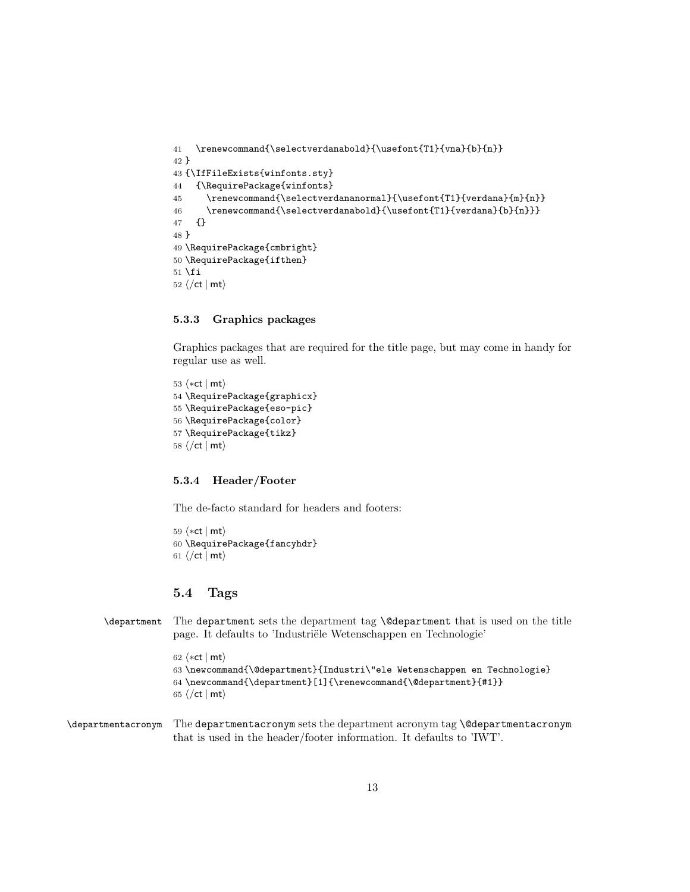```
41   \renewcommand{\selectverdanabold}{\usefont{T1}{vna}{b}{n}}
42 }
43 {\IfFileExists{winfonts.sty}
44   {\RequirePackage{winfonts}
45     \renewcommand{\selectverdananormal}{\usefont{T1}{verdana}{m}{n}}
46     \renewcommand{\selectverdanabold}{\usefont{T1}{verdana}{b}{n}}}
47   {}
48 }
49 \RequirePackage{cmbright}
50 \RequirePackage{ifthen}
51 \fi
52 ⟨/ct | mt⟩
```

### 5.3.3 Graphics packages

Graphics packages that are required for the title page, but may come in handy for regular use as well.

```
53 ⟨*ct | mt⟩
54 \RequirePackage{graphicx}
55 \RequirePackage{eso-pic}
56 \RequirePackage{color}
57 \RequirePackage{tikz}
58 ⟨/ct | mt⟩
```

### 5.3.4 Header/Footer

The de-facto standard for headers and footers:

```
59 ⟨*ct | mt⟩
60 \RequirePackage{fancyhdr}
61 ⟨/ct | mt⟩
```

## 5.4 Tags

\department The department sets the department tag \@department that is used on the title page. It defaults to 'Industriële Wetenschappen en Technologie'

```
62 ⟨*ct | mt⟩
63 \newcommand{\@department}{Industri\"ele Wetenschappen en Technologie}
64 \newcommand{\department}[1]{\renewcommand{\@department}{#1}}
65 ⟨/ct | mt⟩
```

\departmentacronym The departmentacronym sets the department acronym tag \@departmentacronym that is used in the header/footer information. It defaults to 'IWT'.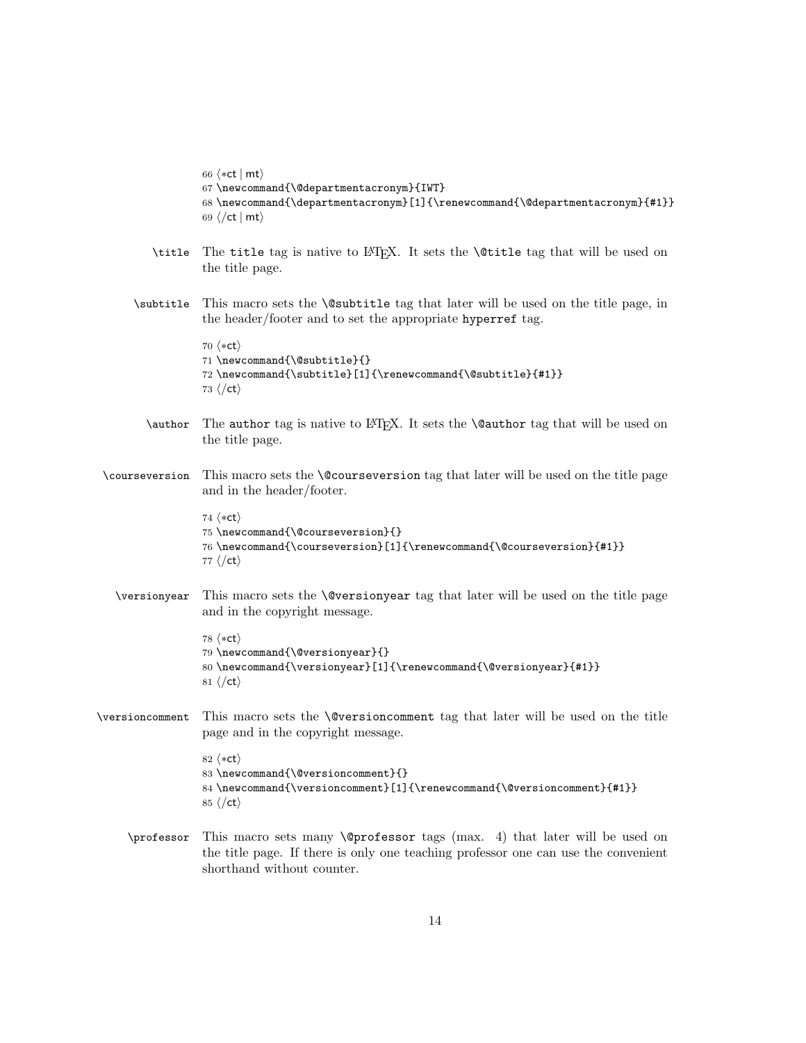```
66 ⟨*ct | mt⟩
67 \newcommand{\@departmentacronym}{IWT}
68 \newcommand{\departmentacronym}[1]{\renewcommand{\@departmentacronym}{#1}}
69 ⟨/ct | mt⟩
```

**\title** The `title` tag is native to LaTeX. It sets the `\@title` tag that will be used on the title page.

**\subtitle** This macro sets the `\@subtitle` tag that later will be used on the title page, in the header/footer and to set the appropriate `hyperref` tag.

```
70 ⟨*ct⟩
71 \newcommand{\@subtitle}{}
72 \newcommand{\subtitle}[1]{\renewcommand{\@subtitle}{#1}}
73 ⟨/ct⟩
```

**\author** The `author` tag is native to LaTeX. It sets the `\@author` tag that will be used on the title page.

**\courseversion** This macro sets the `\@courseversion` tag that later will be used on the title page and in the header/footer.

```
74 ⟨*ct⟩
75 \newcommand{\@courseversion}{}
76 \newcommand{\courseversion}[1]{\renewcommand{\@courseversion}{#1}}
77 ⟨/ct⟩
```

**\versionyear** This macro sets the `\@versionyear` tag that later will be used on the title page and in the copyright message.

```
78 ⟨*ct⟩
79 \newcommand{\@versionyear}{}
80 \newcommand{\versionyear}[1]{\renewcommand{\@versionyear}{#1}}
81 ⟨/ct⟩
```

**\versioncomment** This macro sets the `\@versioncomment` tag that later will be used on the title page and in the copyright message.

```
82 ⟨*ct⟩
83 \newcommand{\@versioncomment}{}
84 \newcommand{\versioncomment}[1]{\renewcommand{\@versioncomment}{#1}}
85 ⟨/ct⟩
```

**\professor** This macro sets many `\@professor` tags (max. 4) that later will be used on the title page. If there is only one teaching professor one can use the convenient shorthand without counter.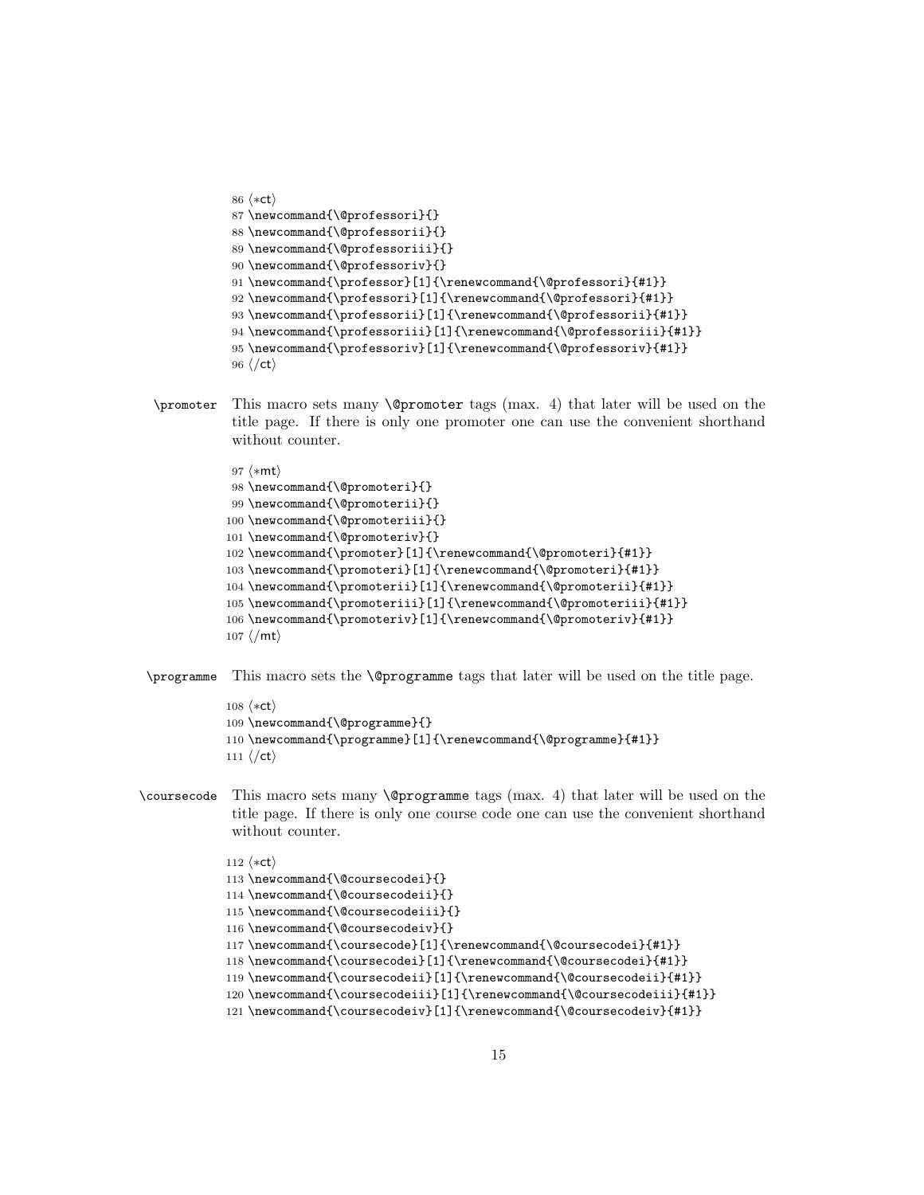```
86 ⟨*ct⟩
87 \newcommand{\@professori}{}
88 \newcommand{\@professorii}{}
89 \newcommand{\@professoriii}{}
90 \newcommand{\@professoriv}{}
91 \newcommand{\professor}[1]{\renewcommand{\@professori}{#1}}
92 \newcommand{\professori}[1]{\renewcommand{\@professori}{#1}}
93 \newcommand{\professorii}[1]{\renewcommand{\@professorii}{#1}}
94 \newcommand{\professoriii}[1]{\renewcommand{\@professoriii}{#1}}
95 \newcommand{\professoriv}[1]{\renewcommand{\@professoriv}{#1}}
96 ⟨/ct⟩
```

`\promoter` This macro sets many `\@promoter` tags (max. 4) that later will be used on the title page. If there is only one promoter one can use the convenient shorthand without counter.

```
97 ⟨*mt⟩
98 \newcommand{\@promoteri}{}
99 \newcommand{\@promoterii}{}
100 \newcommand{\@promoteriii}{}
101 \newcommand{\@promoteriv}{}
102 \newcommand{\promoter}[1]{\renewcommand{\@promoteri}{#1}}
103 \newcommand{\promoteri}[1]{\renewcommand{\@promoteri}{#1}}
104 \newcommand{\promoterii}[1]{\renewcommand{\@promoterii}{#1}}
105 \newcommand{\promoteriii}[1]{\renewcommand{\@promoteriii}{#1}}
106 \newcommand{\promoteriv}[1]{\renewcommand{\@promoteriv}{#1}}
107 ⟨/mt⟩
```

`\programme` This macro sets the `\@programme` tags that later will be used on the title page.

```
108 ⟨*ct⟩
109 \newcommand{\@programme}{}
110 \newcommand{\programme}[1]{\renewcommand{\@programme}{#1}}
111 ⟨/ct⟩
```

`\coursecode` This macro sets many `\@programme` tags (max. 4) that later will be used on the title page. If there is only one course code one can use the convenient shorthand without counter.

```
112 ⟨*ct⟩
113 \newcommand{\@coursecodei}{}
114 \newcommand{\@coursecodeii}{}
115 \newcommand{\@coursecodeiii}{}
116 \newcommand{\@coursecodeiv}{}
117 \newcommand{\coursecode}[1]{\renewcommand{\@coursecodei}{#1}}
118 \newcommand{\coursecodei}[1]{\renewcommand{\@coursecodei}{#1}}
119 \newcommand{\coursecodeii}[1]{\renewcommand{\@coursecodeii}{#1}}
120 \newcommand{\coursecodeiii}[1]{\renewcommand{\@coursecodeiii}{#1}}
121 \newcommand{\coursecodeiv}[1]{\renewcommand{\@coursecodeiv}{#1}}
```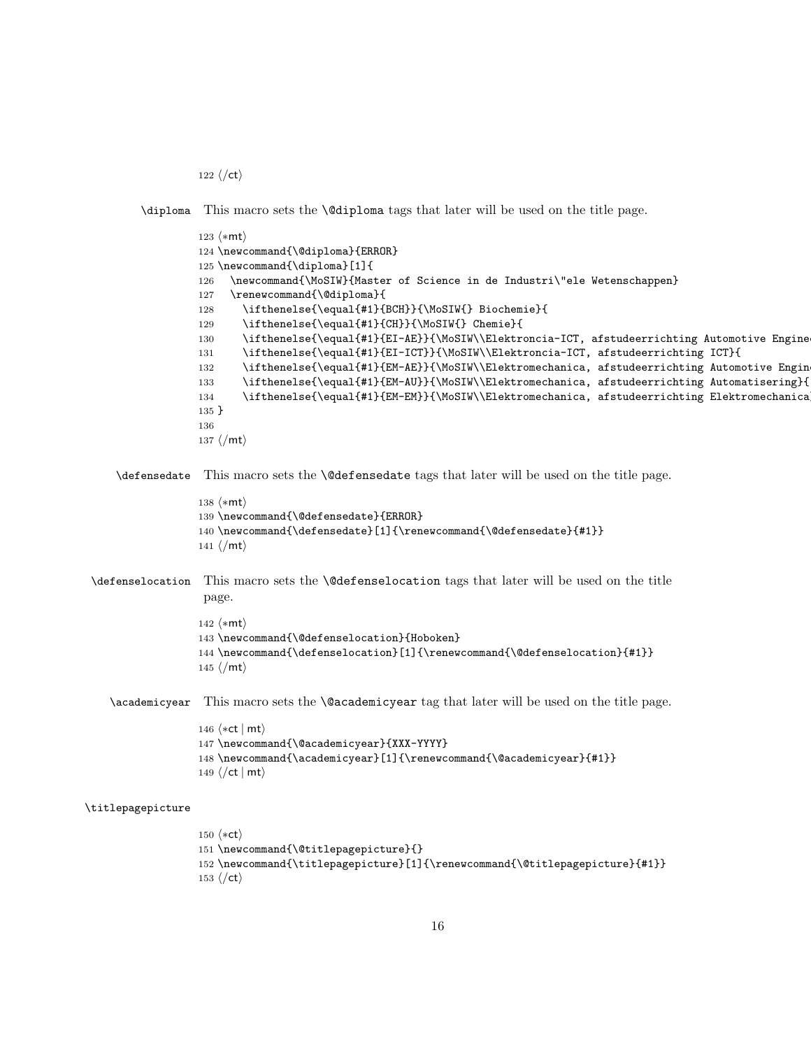```
122 </ct>
```

\diploma This macro sets the \@diploma tags that later will be used on the title page.

```
123 <*mt>
124 \newcommand{\@diploma}{ERROR}
125 \newcommand{\diploma}[1]{
126   \newcommand{\MoSIW}{Master of Science in de Industri\"ele Wetenschappen}
127   \renewcommand{\@diploma}{
128     \ifthenelse{\equal{#1}{BCH}}{\MoSIW{} Biochemie}{
129     \ifthenelse{\equal{#1}{CH}}{\MoSIW{} Chemie}{
130     \ifthenelse{\equal{#1}{EI-AE}}{\MoSIW\\Elektroncia-ICT, afstudeerrichting Automotive Engine
131     \ifthenelse{\equal{#1}{EI-ICT}}{\MoSIW\\Elektroncia-ICT, afstudeerrichting ICT}{
132     \ifthenelse{\equal{#1}{EM-AE}}{\MoSIW\\Elektromechanica, afstudeerrichting Automotive Engin
133     \ifthenelse{\equal{#1}{EM-AU}}{\MoSIW\\Elektromechanica, afstudeerrichting Automatisering}{
134     \ifthenelse{\equal{#1}{EM-EM}}{\MoSIW\\Elektromechanica, afstudeerrichting Elektromechanica
135 }
136
137 </mt>
```

\defensedate This macro sets the \@defensedate tags that later will be used on the title page.

```
138 <*mt>
139 \newcommand{\@defensedate}{ERROR}
140 \newcommand{\defensedate}[1]{\renewcommand{\@defensedate}{#1}}
141 </mt>
```

\defenselocation This macro sets the \@defenselocation tags that later will be used on the title page.

```
142 <*mt>
143 \newcommand{\@defenselocation}{Hoboken}
144 \newcommand{\defenselocation}[1]{\renewcommand{\@defenselocation}{#1}}
145 </mt>
```

\academicyear This macro sets the \@academicyear tag that later will be used on the title page.

```
146 <*ct | mt>
147 \newcommand{\@academicyear}{XXX-YYYY}
148 \newcommand{\academicyear}[1]{\renewcommand{\@academicyear}{#1}}
149 </ct | mt>
```

\titlepagepicture

```
150 <*ct>
151 \newcommand{\@titlepagepicture}{}
152 \newcommand{\titlepagepicture}[1]{\renewcommand{\@titlepagepicture}{#1}}
153 </ct>
```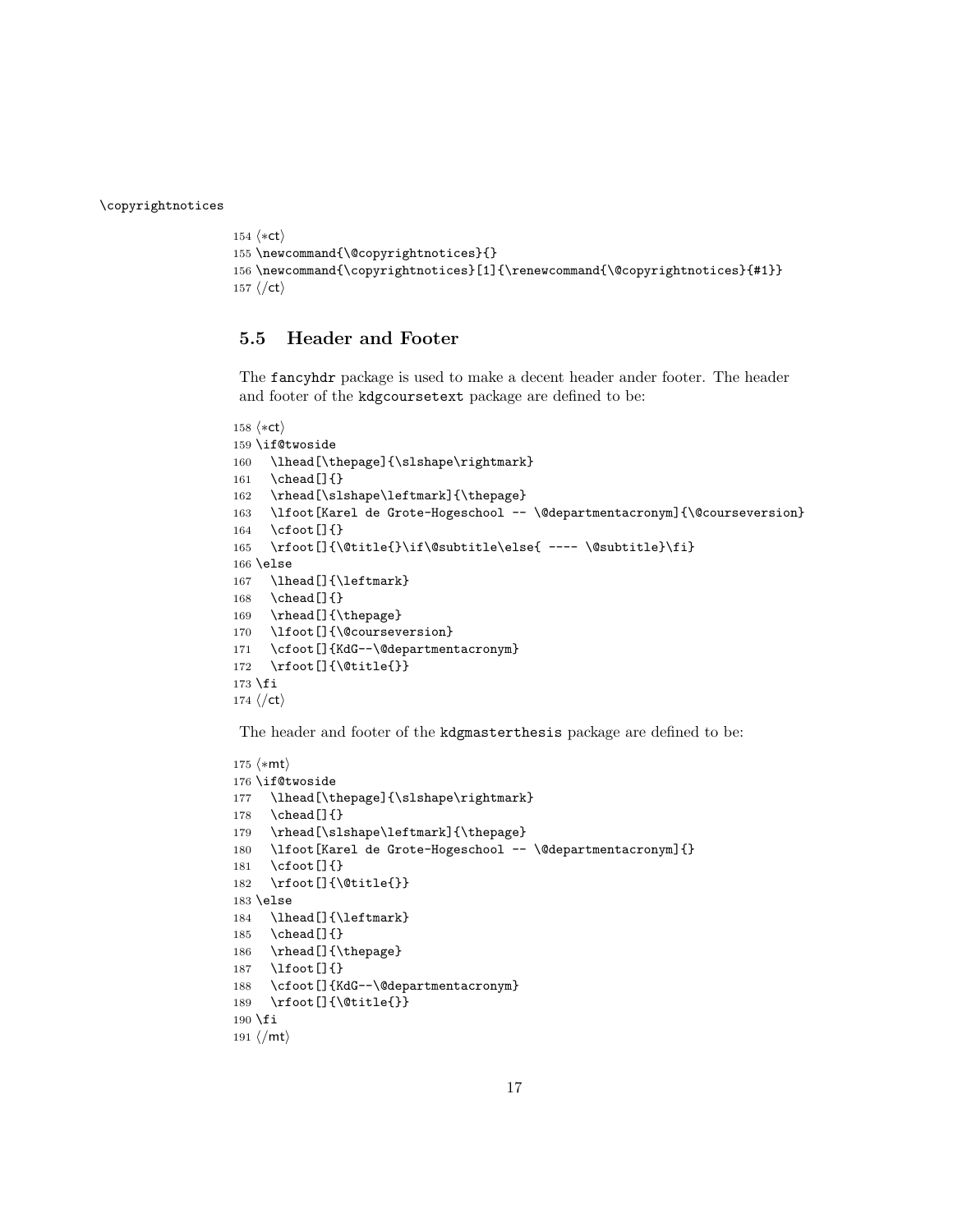\copyrightnotices

```
154 ⟨*ct⟩
155 \newcommand{\@copyrightnotices}{}
156 \newcommand{\copyrightnotices}[1]{\renewcommand{\@copyrightnotices}{#1}}
157 ⟨/ct⟩
```

### 5.5 Header and Footer

The `fancyhdr` package is used to make a decent header ander footer. The header and footer of the `kdgcoursetext` package are defined to be:

```
158 ⟨*ct⟩
159 \if@twoside
160   \lhead[\thepage]{\slshape\rightmark}
161   \chead[]{}
162   \rhead[\slshape\leftmark]{\thepage}
163   \lfoot[Karel de Grote-Hogeschool -- \@departmentacronym]{\@courseversion}
164   \cfoot[]{}
165   \rfoot[]{\@title{}\if\@subtitle\else{ ---- \@subtitle}\fi}
166 \else
167   \lhead[]{\leftmark}
168   \chead[]{}
169   \rhead[]{\thepage}
170   \lfoot[]{\@courseversion}
171   \cfoot[]{KdG--\@departmentacronym}
172   \rfoot[]{\@title{}}
173 \fi
174 ⟨/ct⟩
```

The header and footer of the `kdgmasterthesis` package are defined to be:

```
175 ⟨*mt⟩
176 \if@twoside
177   \lhead[\thepage]{\slshape\rightmark}
178   \chead[]{}
179   \rhead[\slshape\leftmark]{\thepage}
180   \lfoot[Karel de Grote-Hogeschool -- \@departmentacronym]{}
181   \cfoot[]{}
182   \rfoot[]{\@title{}}
183 \else
184   \lhead[]{\leftmark}
185   \chead[]{}
186   \rhead[]{\thepage}
187   \lfoot[]{}
188   \cfoot[]{KdG--\@departmentacronym}
189   \rfoot[]{\@title{}}
190 \fi
191 ⟨/mt⟩
```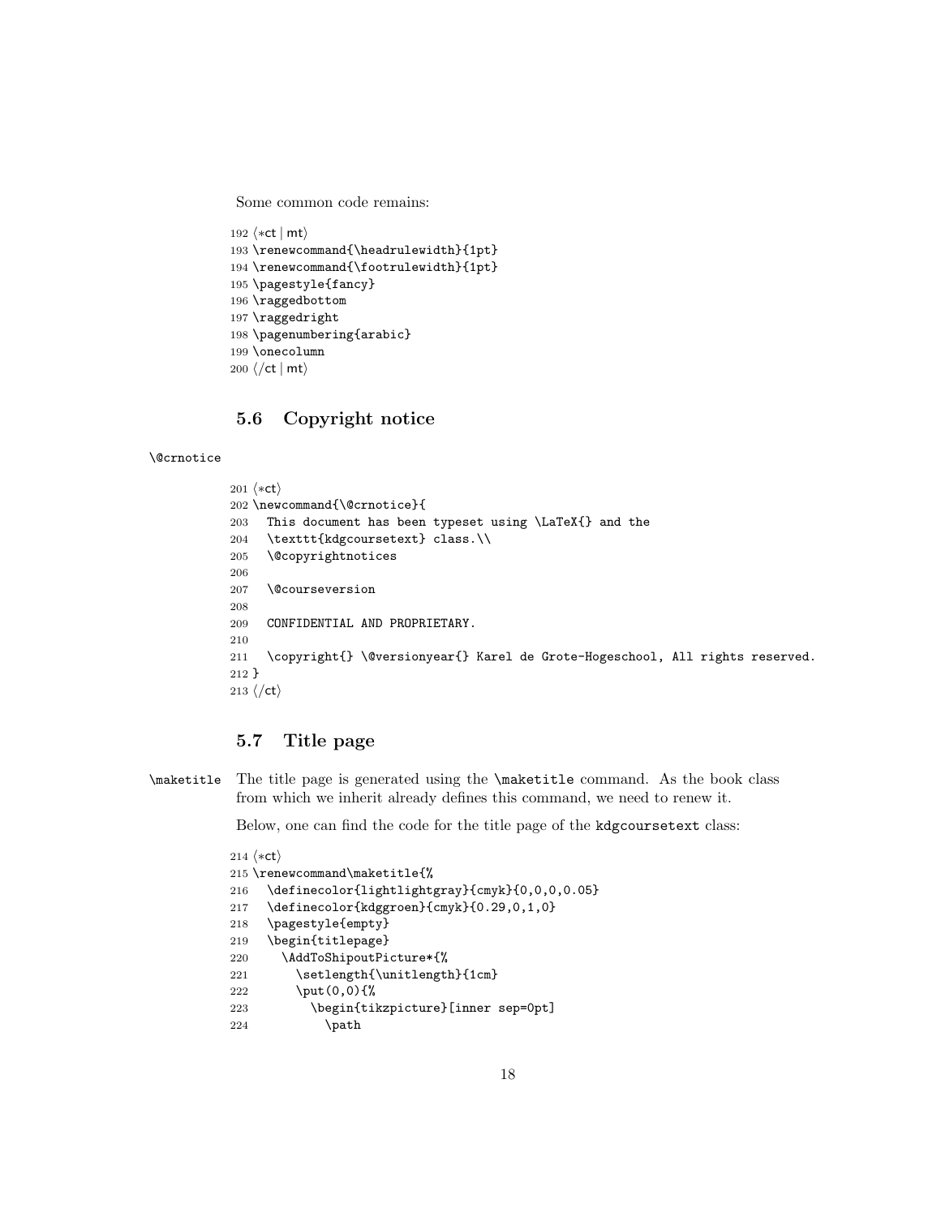Some common code remains:

```
192 ⟨*ct | mt⟩
193 \renewcommand{\headrulewidth}{1pt}
194 \renewcommand{\footrulewidth}{1pt}
195 \pagestyle{fancy}
196 \raggedbottom
197 \raggedright
198 \pagenumbering{arabic}
199 \onecolumn
200 ⟨/ct | mt⟩
```

## 5.6 Copyright notice

\@crnotice

```
201 ⟨*ct⟩
202 \newcommand{\@crnotice}{
203   This document has been typeset using \LaTeX{} and the
204   \texttt{kdgcoursetext} class.\\
205   \@copyrightnotices
206
207   \@courseversion
208
209   CONFIDENTIAL AND PROPRIETARY.
210
211   \copyright{} \@versionyear{} Karel de Grote-Hogeschool, All rights reserved.
212 }
213 ⟨/ct⟩
```

## 5.7 Title page

\maketitle The title page is generated using the \maketitle command. As the book class from which we inherit already defines this command, we need to renew it.

Below, one can find the code for the title page of the kdgcoursetext class:

```
214 ⟨*ct⟩
215 \renewcommand\maketitle{%
216   \definecolor{lightlightgray}{cmyk}{0,0,0,0.05}
217   \definecolor{kdggroen}{cmyk}{0.29,0,1,0}
218   \pagestyle{empty}
219   \begin{titlepage}
220     \AddToShipoutPicture*{%
221       \setlength{\unitlength}{1cm}
222       \put(0,0){%
223         \begin{tikzpicture}[inner sep=0pt]
224           \path
```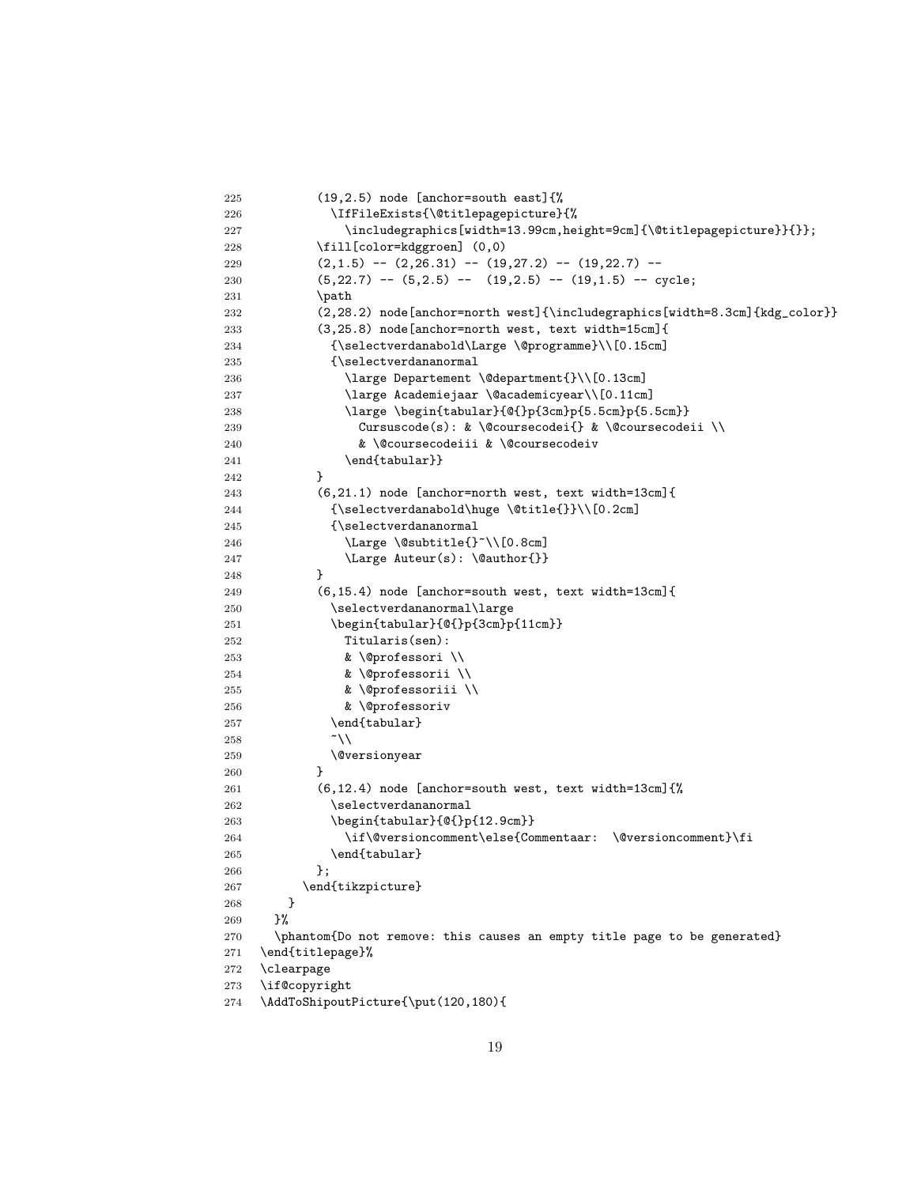```
225         (19,2.5) node [anchor=south east]{%
226           \IfFileExists{\@titlepagepicture}{%
227             \includegraphics[width=13.99cm,height=9cm]{\@titlepagepicture}}{}};
228         \fill[color=kdggroen] (0,0)
229         (2,1.5) -- (2,26.31) -- (19,27.2) -- (19,22.7) --
230         (5,22.7) -- (5,2.5) --  (19,2.5) -- (19,1.5) -- cycle;
231         \path
232         (2,28.2) node[anchor=north west]{\includegraphics[width=8.3cm]{kdg_color}}
233         (3,25.8) node[anchor=north west, text width=15cm]{
234           {\selectverdanabold\Large \@programme}\\[0.15cm]
235           {\selectverdananormal
236             \large Departement \@department{}\\[0.13cm]
237             \large Academiejaar \@academicyear\\[0.11cm]
238             \large \begin{tabular}{@{}p{3cm}p{5.5cm}p{5.5cm}}
239               Cursuscode(s): & \@coursecodei{} & \@coursecodeii \\
240               & \@coursecodeiii & \@coursecodeiv
241             \end{tabular}}
242         }
243         (6,21.1) node [anchor=north west, text width=13cm]{
244           {\selectverdanabold\huge \@title{}}\\[0.2cm]
245           {\selectverdananormal
246             \Large \@subtitle{}~\\[0.8cm]
247             \Large Auteur(s): \@author{}}
248         }
249         (6,15.4) node [anchor=south west, text width=13cm]{
250           \selectverdananormal\large
251           \begin{tabular}{@{}p{3cm}p{11cm}}
252             Titularis(sen):
253             & \@professori \\
254             & \@professorii \\
255             & \@professoriii \\
256             & \@professoriv
257           \end{tabular}
258           ~\\
259           \@versionyear
260         }
261         (6,12.4) node [anchor=south west, text width=13cm]{%
262           \selectverdananormal
263           \begin{tabular}{@{}p{12.9cm}}
264             \if\@versioncomment\else{Commentaar:  \@versioncomment}\fi
265           \end{tabular}
266         };
267       \end{tikzpicture}
268     }
269   }%
270   \phantom{Do not remove: this causes an empty title page to be generated}
271 \end{titlepage}%
272 \clearpage
273 \if@copyright
274 \AddToShipoutPicture{\put(120,180){
```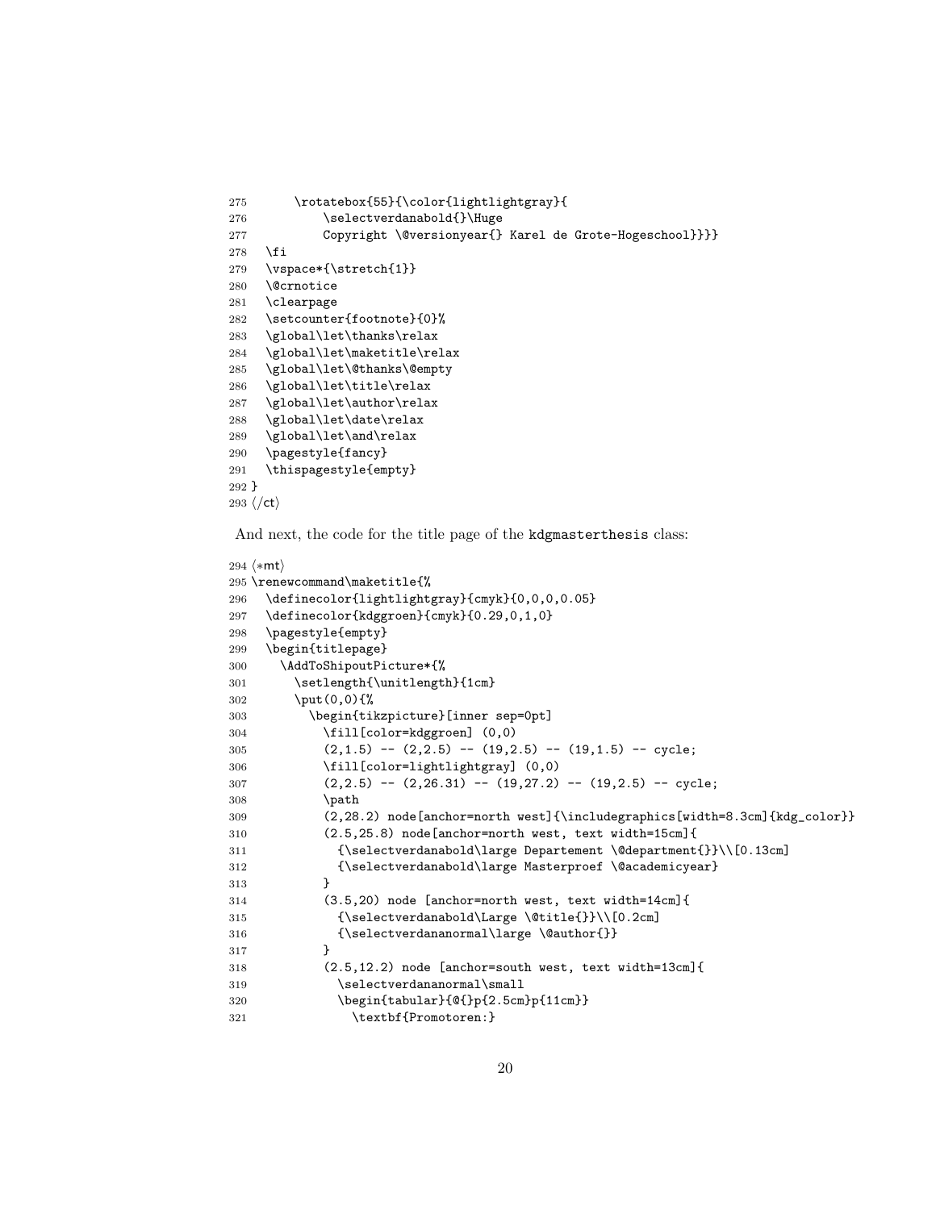```
275       \rotatebox{55}{\color{lightlightgray}{
276           \selectverdanabold{}\Huge
277           Copyright \@versionyear{} Karel de Grote-Hogeschool}}}}
278   \fi
279   \vspace*{\stretch{1}}
280   \@crnotice
281   \clearpage
282   \setcounter{footnote}{0}%
283   \global\let\thanks\relax
284   \global\let\maketitle\relax
285   \global\let\@thanks\@empty
286   \global\let\title\relax
287   \global\let\author\relax
288   \global\let\date\relax
289   \global\let\and\relax
290   \pagestyle{fancy}
291   \thispagestyle{empty}
292 }
293 ⟨/ct⟩
```

And next, the code for the title page of the kdgmasterthesis class:

```
294 ⟨*mt⟩
295 \renewcommand\maketitle{%
296   \definecolor{lightlightgray}{cmyk}{0,0,0,0.05}
297   \definecolor{kdggroen}{cmyk}{0.29,0,1,0}
298   \pagestyle{empty}
299   \begin{titlepage}
300     \AddToShipoutPicture*{%
301       \setlength{\unitlength}{1cm}
302       \put(0,0){%
303         \begin{tikzpicture}[inner sep=0pt]
304           \fill[color=kdggroen] (0,0)
305           (2,1.5) -- (2,2.5) -- (19,2.5) -- (19,1.5) -- cycle;
306           \fill[color=lightlightgray] (0,0)
307           (2,2.5) -- (2,26.31) -- (19,27.2) -- (19,2.5) -- cycle;
308           \path
309           (2,28.2) node[anchor=north west]{\includegraphics[width=8.3cm]{kdg_color}}
310           (2.5,25.8) node[anchor=north west, text width=15cm]{
311             {\selectverdanabold\large Departement \@department{}}\\[0.13cm]
312             {\selectverdanabold\large Masterproef \@academicyear}
313           }
314           (3.5,20) node [anchor=north west, text width=14cm]{
315             {\selectverdanabold\Large \@title{}}\\[0.2cm]
316             {\selectverdananormal\large \@author{}}
317           }
318           (2.5,12.2) node [anchor=south west, text width=13cm]{
319             \selectverdananormal\small
320             \begin{tabular}{@{}p{2.5cm}p{11cm}}
321               \textbf{Promotoren:}
```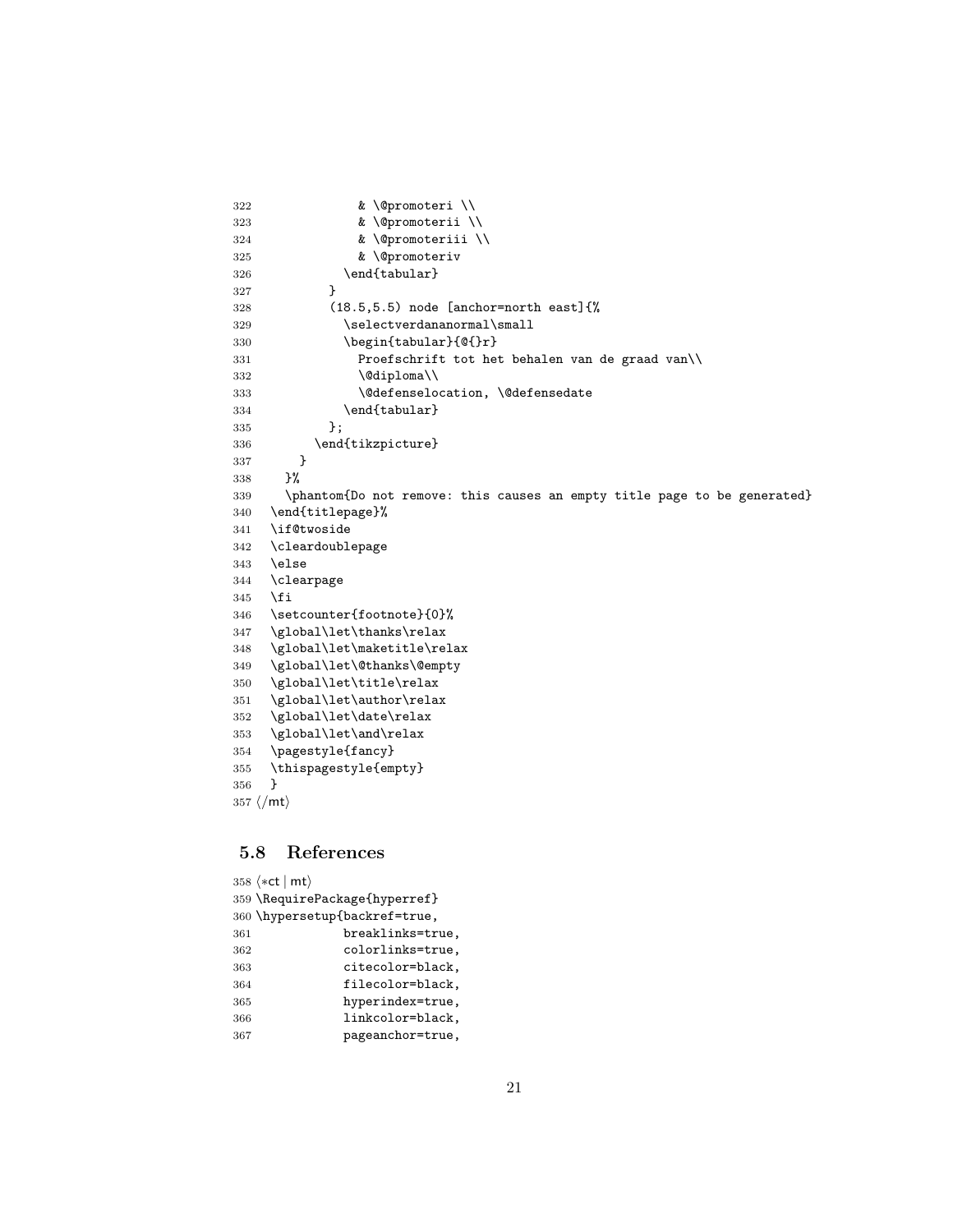```
322             & \@promoteri \\
323             & \@promoterii \\
324             & \@promoteriii \\
325             & \@promoteriv
326           \end{tabular}
327         }
328         (18.5,5.5) node [anchor=north east]{%
329           \selectverdananormal\small
330           \begin{tabular}{@{}r}
331             Proefschrift tot het behalen van de graad van\\
332             \@diploma\\
333             \@defenselocation, \@defensedate
334           \end{tabular}
335         };
336       \end{tikzpicture}
337     }
338   }%
339   \phantom{Do not remove: this causes an empty title page to be generated}
340 \end{titlepage}%
341 \if@twoside
342 \cleardoublepage
343 \else
344 \clearpage
345 \fi
346 \setcounter{footnote}{0}%
347 \global\let\thanks\relax
348 \global\let\maketitle\relax
349 \global\let\@thanks\@empty
350 \global\let\title\relax
351 \global\let\author\relax
352 \global\let\date\relax
353 \global\let\and\relax
354 \pagestyle{fancy}
355 \thispagestyle{empty}
356 }
357 </mt>
```

## 5.8 References

```
358 <*ct | mt>
359 \RequirePackage{hyperref}
360 \hypersetup{backref=true,
361            breaklinks=true,
362            colorlinks=true,
363            citecolor=black,
364            filecolor=black,
365            hyperindex=true,
366            linkcolor=black,
367            pageanchor=true,
```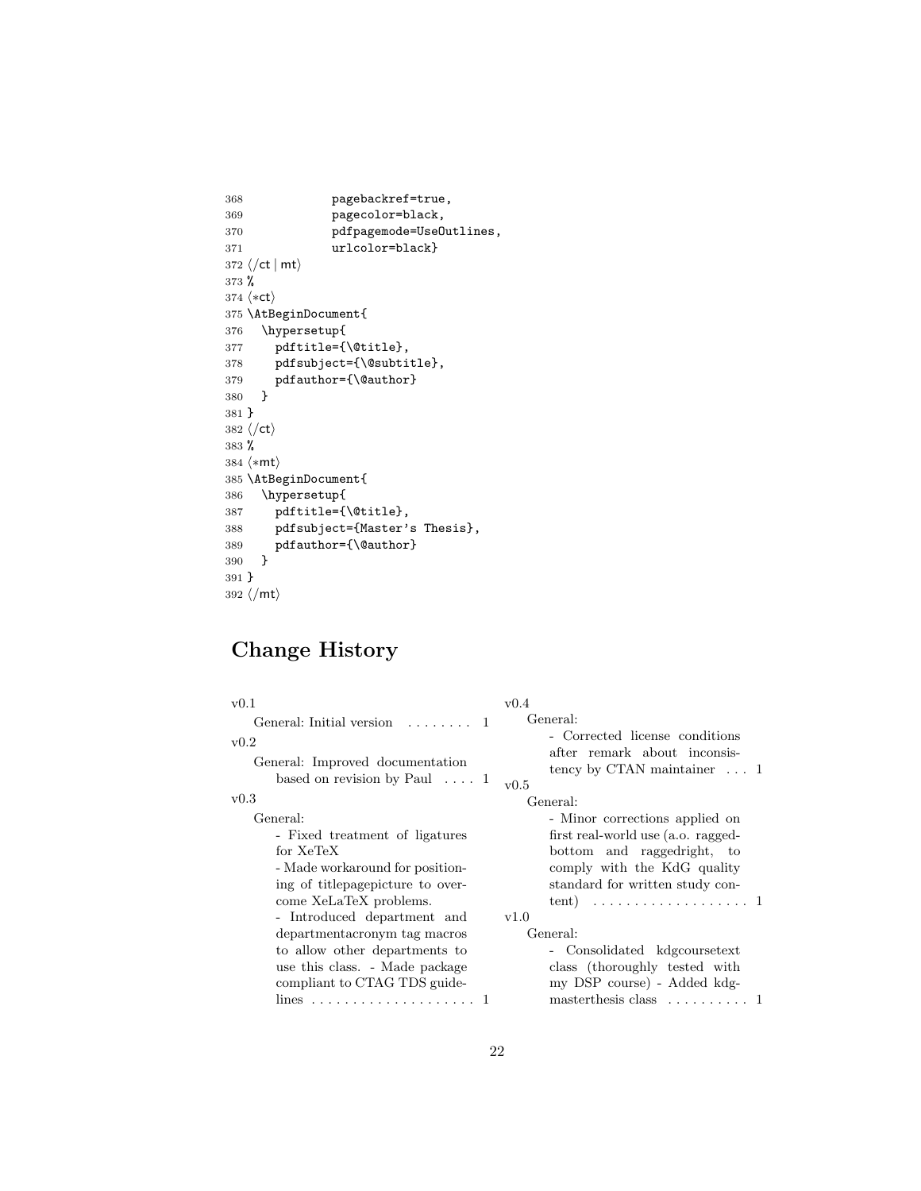```
368             pagebackref=true,
369             pagecolor=black,
370             pdfpagemode=UseOutlines,
371             urlcolor=black}
372 ⟨/ct | mt⟩
373 %
374 ⟨*ct⟩
375 \AtBeginDocument{
376   \hypersetup{
377     pdftitle={\@title},
378     pdfsubject={\@subtitle},
379     pdfauthor={\@author}
380   }
381 }
382 ⟨/ct⟩
383 %
384 ⟨*mt⟩
385 \AtBeginDocument{
386   \hypersetup{
387     pdftitle={\@title},
388     pdfsubject={Master's Thesis},
389     pdfauthor={\@author}
390   }
391 }
392 ⟨/mt⟩
```

## Change History

v0.1

General: Initial version . . . . . . . . 1

v0.2

General: Improved documentation based on revision by Paul . . . . 1

v0.3

General:
- Fixed treatment of ligatures for XeTeX
- Made workaround for positioning of titlepagepicture to overcome XeLaTeX problems.
- Introduced department and departmentacronym tag macros to allow other departments to use this class. - Made package compliant to CTAG TDS guidelines . . . . . . . . . . . . . . . . . . . . 1

v0.4

General:
- Corrected license conditions after remark about inconsistency by CTAN maintainer . . . 1

v0.5

General:
- Minor corrections applied on first real-world use (a.o. raggedbottom and raggedright, to comply with the KdG quality standard for written study content) . . . . . . . . . . . . . . . . . . . 1

v1.0

General:
- Consolidated kdgcoursetext class (thoroughly tested with my DSP course) - Added kdgmasterthesis class . . . . . . . . . . 1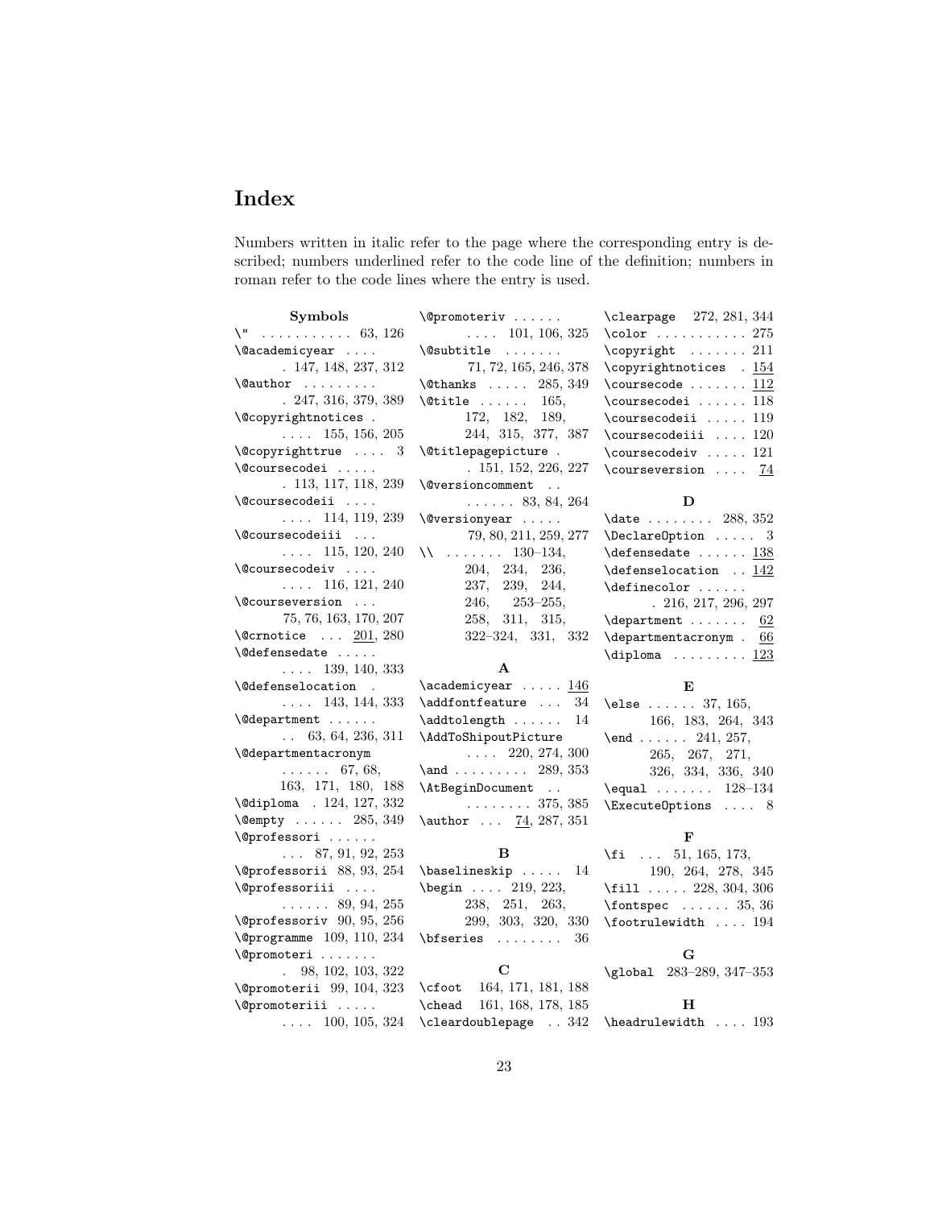# Index

Numbers written in italic refer to the page where the corresponding entry is described; numbers underlined refer to the code line of the definition; numbers in roman refer to the code lines where the entry is used.

**Symbols**

\" . . . . . . . . . . . 63, 126
\@academicyear . . . . 147, 148, 237, 312
\@author . . . . . . . . . 247, 316, 379, 389
\@copyrightnotices . . . . . 155, 156, 205
\@copyrighttrue . . . . 3
\@coursecodei . . . . . 113, 117, 118, 239
\@coursecodeii . . . . . . . . 114, 119, 239
\@coursecodeiii . . . . . . . 115, 120, 240
\@coursecodeiv . . . . . . . . 116, 121, 240
\@courseversion . . . 75, 76, 163, 170, 207
\@crnotice . . . 201, 280
\@defensedate . . . . . . . . . 139, 140, 333
\@defenselocation . . . . . 143, 144, 333
\@department . . . . . . . 63, 64, 236, 311
\@departmentacronym . . . . . . 67, 68, 163, 171, 180, 188
\@diploma . 124, 127, 332
\@empty . . . . . . 285, 349
\@professori . . . . . . . . . 87, 91, 92, 253
\@professorii 88, 93, 254
\@professoriii . . . . . . . . . . 89, 94, 255
\@professoriv 90, 95, 256
\@programme 109, 110, 234
\@promoteri . . . . . . . 98, 102, 103, 322
\@promoterii 99, 104, 323
\@promoteriii . . . . . . . . 100, 105, 324
\@promoteriv . . . . . . . . . . 101, 106, 325
\@subtitle . . . . . . . 71, 72, 165, 246, 378
\@thanks . . . . . 285, 349
\@title . . . . . . 165, 172, 182, 189, 244, 315, 377, 387
\@titlepagepicture . . 151, 152, 226, 227
\@versioncomment . . . . . . . . 83, 84, 264
\@versionyear . . . . . 79, 80, 211, 259, 277
\\ . . . . . . . 130–134, 204, 234, 236, 237, 239, 244, 246, 253–255, 258, 311, 315, 322–324, 331, 332

**A**

\academicyear . . . . . 146
\addfontfeature . . . 34
\addtolength . . . . . . 14
\AddToShipoutPicture . . . . 220, 274, 300
\and . . . . . . . . . 289, 353
\AtBeginDocument . . . . . . . . . . 375, 385
\author . . . 74, 287, 351

**B**

\baselineskip . . . . . 14
\begin . . . . 219, 223, 238, 251, 263, 299, 303, 320, 330
\bfseries . . . . . . . . 36

**C**

\cfoot 164, 171, 181, 188
\chead 161, 168, 178, 185
\cleardoublepage . . 342
\clearpage 272, 281, 344
\color . . . . . . . . . . 275
\copyright . . . . . . . 211
\copyrightnotices . 154
\coursecode . . . . . . . 112
\coursecodei . . . . . . 118
\coursecodeii . . . . . 119
\coursecodeiii . . . . 120
\coursecodeiv . . . . . 121
\courseversion . . . . 74

**D**

\date . . . . . . . . 288, 352
\DeclareOption . . . . . 3
\defensedate . . . . . . 138
\defenselocation . . 142
\definecolor . . . . . . 216, 217, 296, 297
\department . . . . . . . 62
\departmentacronym . 66
\diploma . . . . . . . . . 123

**E**

\else . . . . . . 37, 165, 166, 183, 264, 343
\end . . . . . . 241, 257, 265, 267, 271, 326, 334, 336, 340
\equal . . . . . . . 128–134
\ExecuteOptions . . . . 8

**F**

\fi . . . 51, 165, 173, 190, 264, 278, 345
\fill . . . . . 228, 304, 306
\fontspec . . . . . . 35, 36
\footrulewidth . . . . 194

**G**

\global 283–289, 347–353

**H**

\headrulewidth . . . . 193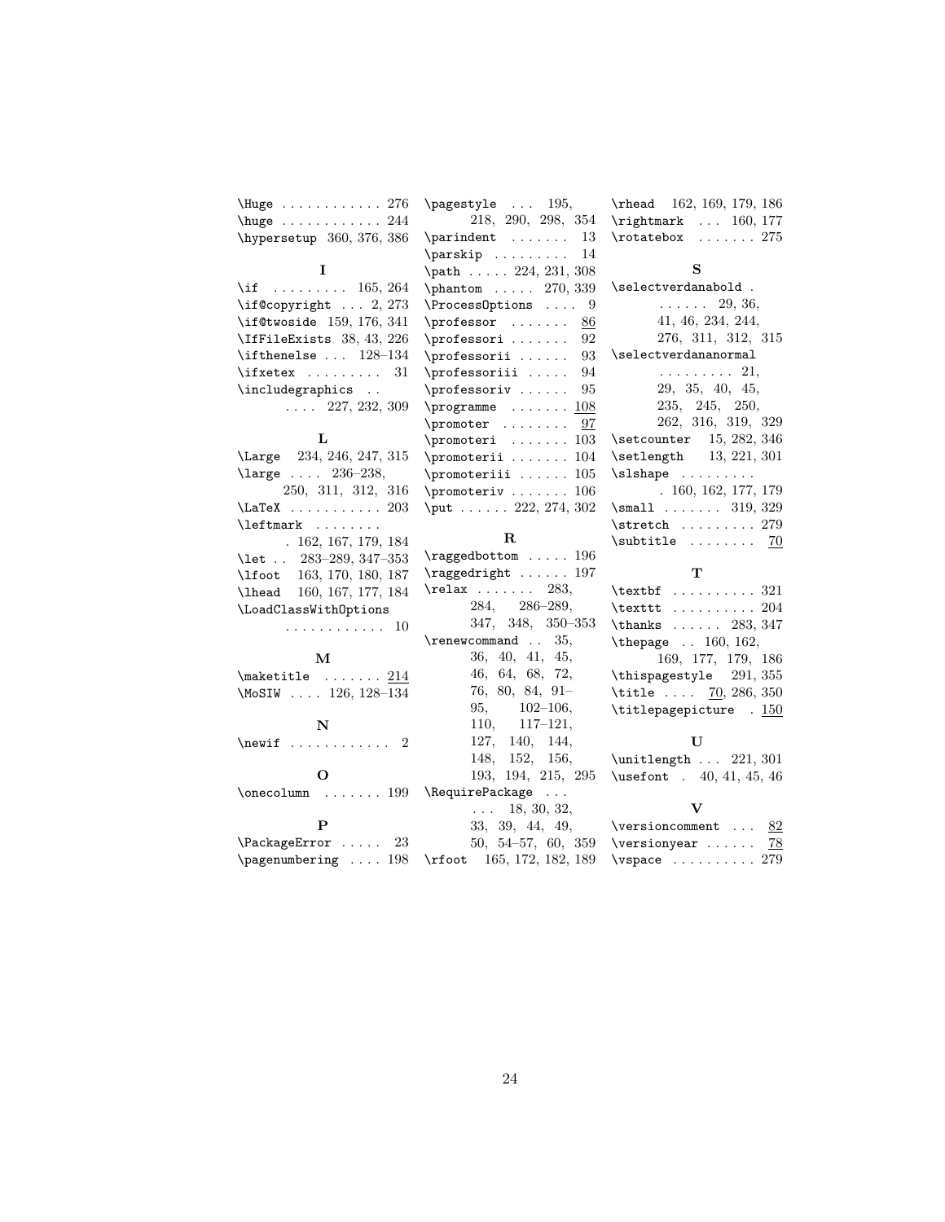\Huge . . . . . . . . . . . . 276
\huge . . . . . . . . . . . . 244
\hypersetup 360, 376, 386

**I**

\if . . . . . . . . . 165, 264
\if@copyright . . . 2, 273
\if@twoside 159, 176, 341
\IfFileExists 38, 43, 226
\ifthenelse . . . 128–134
\ifxetex . . . . . . . . . 31
\includegraphics . . . . . . 227, 232, 309

**L**

\Large 234, 246, 247, 315
\large . . . . 236–238, 250, 311, 312, 316
\LaTeX . . . . . . . . . . . 203
\leftmark . . . . . . . . . 162, 167, 179, 184
\let . . 283–289, 347–353
\lfoot 163, 170, 180, 187
\lhead 160, 167, 177, 184
\LoadClassWithOptions . . . . . . . . . . . . 10

**M**

\maketitle . . . . . . . 214
\MoSIW . . . . 126, 128–134

**N**

\newif . . . . . . . . . . . 2

**O**

\onecolumn . . . . . . . 199

**P**

\PackageError . . . . . 23
\pagenumbering . . . . 198
\pagestyle . . . 195, 218, 290, 298, 354
\parindent . . . . . . . 13
\parskip . . . . . . . . . 14
\path . . . . . 224, 231, 308
\phantom . . . . . 270, 339
\ProcessOptions . . . . 9
\professor . . . . . . . 86
\professori . . . . . . . 92
\professorii . . . . . . 93
\professoriii . . . . . 94
\professoriv . . . . . . 95
\programme . . . . . . . 108
\promoter . . . . . . . . 97
\promoteri . . . . . . . 103
\promoterii . . . . . . . 104
\promoteriii . . . . . . 105
\promoteriv . . . . . . . 106
\put . . . . . . 222, 274, 302

**R**

\raggedbottom . . . . . 196
\raggedright . . . . . . 197
\relax . . . . . . . 283, 284, 286–289, 347, 348, 350–353
\renewcommand . . 35, 36, 40, 41, 45, 46, 64, 68, 72, 76, 80, 84, 91–95, 102–106, 110, 117–121, 127, 140, 144, 148, 152, 156, 193, 194, 215, 295
\RequirePackage . . . . . . 18, 30, 32, 33, 39, 44, 49, 50, 54–57, 60, 359
\rfoot 165, 172, 182, 189
\rhead 162, 169, 179, 186
\rightmark . . . 160, 177
\rotatebox . . . . . . . 275

**S**

\selectverdanabold . . . . . . . 29, 36, 41, 46, 234, 244, 276, 311, 312, 315
\selectverdananormal . . . . . . . . . 21, 29, 35, 40, 45, 235, 245, 250, 262, 316, 319, 329
\setcounter 15, 282, 346
\setlength 13, 221, 301
\slshape . . . . . . . . . 160, 162, 177, 179
\small . . . . . . . 319, 329
\stretch . . . . . . . . . 279
\subtitle . . . . . . . . 70

**T**

\textbf . . . . . . . . . . 321
\texttt . . . . . . . . . . 204
\thanks . . . . . . 283, 347
\thepage . . 160, 162, 169, 177, 179, 186
\thispagestyle 291, 355
\title . . . . 70, 286, 350
\titlepagepicture . 150

**U**

\unitlength . . . 221, 301
\usefont . 40, 41, 45, 46

**V**

\versioncomment . . . 82
\versionyear . . . . . . 78
\vspace . . . . . . . . . . 279